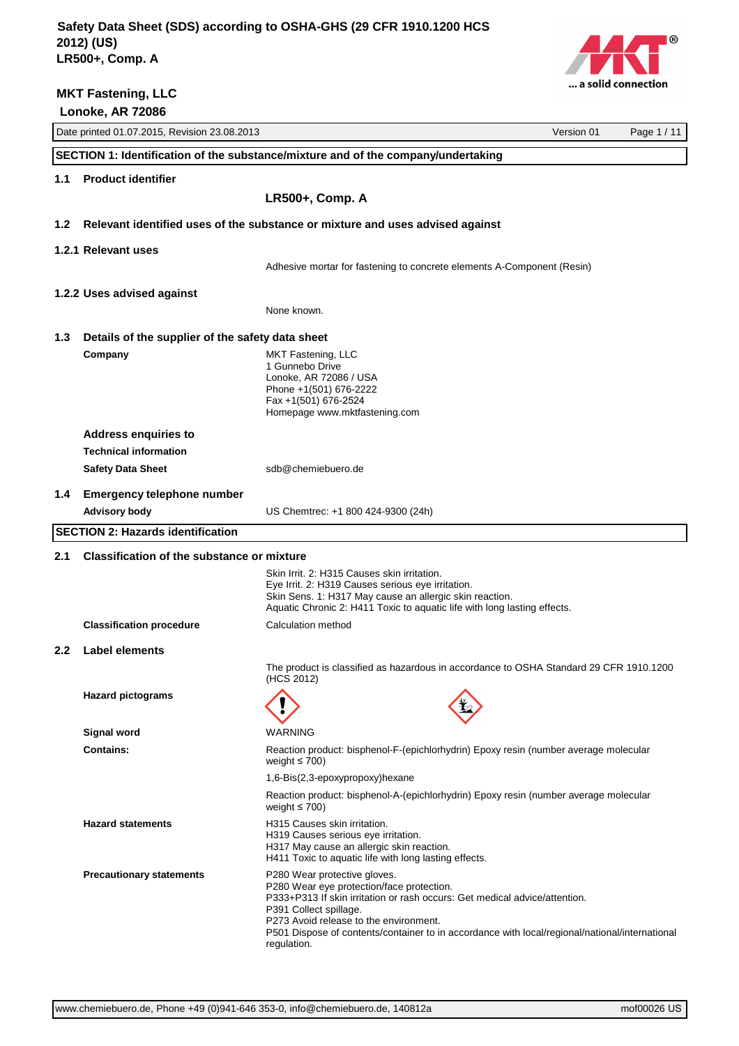# Safety Data Sheet (SDS) according to OSHA-GHS (29 CFR 1910.1200 HCS 2012) (US)
# LR500+, Comp. A

**MKT Fastening, LLC**
**Lonoke, AR 72086**

Date printed 01.07.2015, Revision 23.08.2013 | Version 01

## SECTION 1: Identification of the substance/mixture and of the company/undertaking

### 1.1 Product identifier

**LR500+, Comp. A**

### 1.2 Relevant identified uses of the substance or mixture and uses advised against

#### 1.2.1 Relevant uses

Adhesive mortar for fastening to concrete elements A-Component (Resin)

#### 1.2.2 Uses advised against

None known.

### 1.3 Details of the supplier of the safety data sheet

**Company**

MKT Fastening, LLC
1 Gunnebo Drive
Lonoke, AR 72086 / USA
Phone +1(501) 676-2222
Fax +1(501) 676-2524
Homepage www.mktfastening.com

**Address enquiries to**

**Technical information**

**Safety Data Sheet** sdb@chemiebuero.de

### 1.4 Emergency telephone number

**Advisory body** US Chemtrec: +1 800 424-9300 (24h)

## SECTION 2: Hazards identification

### 2.1 Classification of the substance or mixture

Skin Irrit. 2: H315 Causes skin irritation.
Eye Irrit. 2: H319 Causes serious eye irritation.
Skin Sens. 1: H317 May cause an allergic skin reaction.
Aquatic Chronic 2: H411 Toxic to aquatic life with long lasting effects.

**Classification procedure** Calculation method

### 2.2 Label elements

The product is classified as hazardous in accordance to OSHA Standard 29 CFR 1910.1200 (HCS 2012)

**Hazard pictograms**

**Signal word** WARNING

**Contains:**

Reaction product: bisphenol-F-(epichlorhydrin) Epoxy resin (number average molecular weight ≤ 700)

1,6-Bis(2,3-epoxypropoxy)hexane

Reaction product: bisphenol-A-(epichlorhydrin) Epoxy resin (number average molecular weight ≤ 700)

**Hazard statements**

H315 Causes skin irritation.
H319 Causes serious eye irritation.
H317 May cause an allergic skin reaction.
H411 Toxic to aquatic life with long lasting effects.

**Precautionary statements**

P280 Wear protective gloves.
P280 Wear eye protection/face protection.
P333+P313 If skin irritation or rash occurs: Get medical advice/attention.
P391 Collect spillage.
P273 Avoid release to the environment.
P501 Dispose of contents/container to in accordance with local/regional/national/international regulation.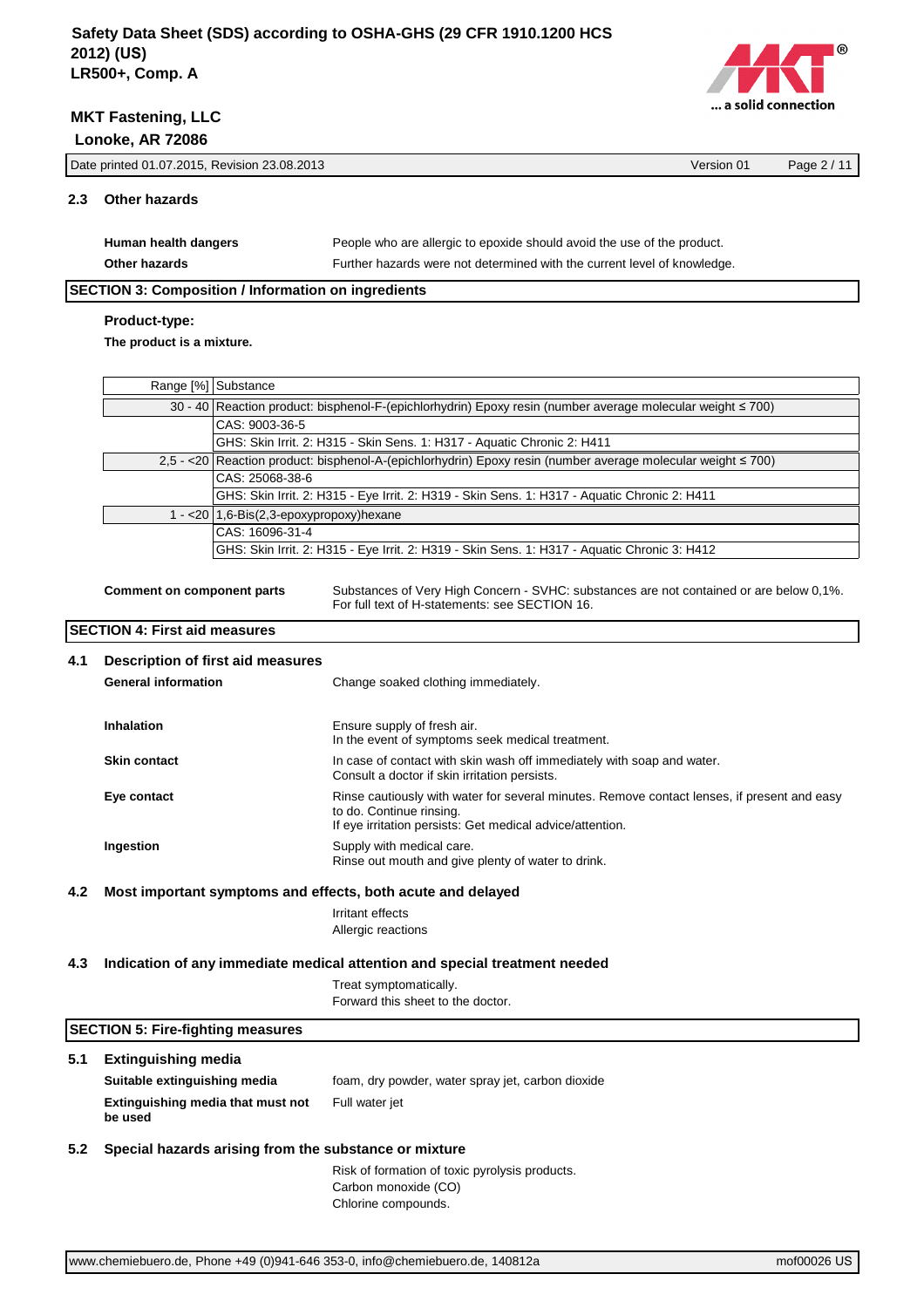### 2.3 Other hazards

**Human health dangers** People who are allergic to epoxide should avoid the use of the product.

**Other hazards** Further hazards were not determined with the current level of knowledge.

## SECTION 3: Composition / Information on ingredients

**Product-type:**

**The product is a mixture.**

| Range [%] | Substance |
|---|---|
| 30 - 40 | Reaction product: bisphenol-F-(epichlorhydrin) Epoxy resin (number average molecular weight ≤ 700) |
| | CAS: 9003-36-5 |
| | GHS: Skin Irrit. 2: H315 - Skin Sens. 1: H317 - Aquatic Chronic 2: H411 |
| 2,5 - <20 | Reaction product: bisphenol-A-(epichlorhydrin) Epoxy resin (number average molecular weight ≤ 700) |
| | CAS: 25068-38-6 |
| | GHS: Skin Irrit. 2: H315 - Eye Irrit. 2: H319 - Skin Sens. 1: H317 - Aquatic Chronic 2: H411 |
| 1 - <20 | 1,6-Bis(2,3-epoxypropoxy)hexane |
| | CAS: 16096-31-4 |
| | GHS: Skin Irrit. 2: H315 - Eye Irrit. 2: H319 - Skin Sens. 1: H317 - Aquatic Chronic 3: H412 |

**Comment on component parts** Substances of Very High Concern - SVHC: substances are not contained or are below 0,1%. For full text of H-statements: see SECTION 16.

## SECTION 4: First aid measures

### 4.1 Description of first aid measures

**General information** Change soaked clothing immediately.

**Inhalation** Ensure supply of fresh air.
In the event of symptoms seek medical treatment.

**Skin contact** In case of contact with skin wash off immediately with soap and water.
Consult a doctor if skin irritation persists.

**Eye contact** Rinse cautiously with water for several minutes. Remove contact lenses, if present and easy to do. Continue rinsing.
If eye irritation persists: Get medical advice/attention.

**Ingestion** Supply with medical care.
Rinse out mouth and give plenty of water to drink.

### 4.2 Most important symptoms and effects, both acute and delayed

Irritant effects
Allergic reactions

### 4.3 Indication of any immediate medical attention and special treatment needed

Treat symptomatically.
Forward this sheet to the doctor.

## SECTION 5: Fire-fighting measures

### 5.1 Extinguishing media

**Suitable extinguishing media** foam, dry powder, water spray jet, carbon dioxide

**Extinguishing media that must not be used** Full water jet

### 5.2 Special hazards arising from the substance or mixture

Risk of formation of toxic pyrolysis products.
Carbon monoxide (CO)
Chlorine compounds.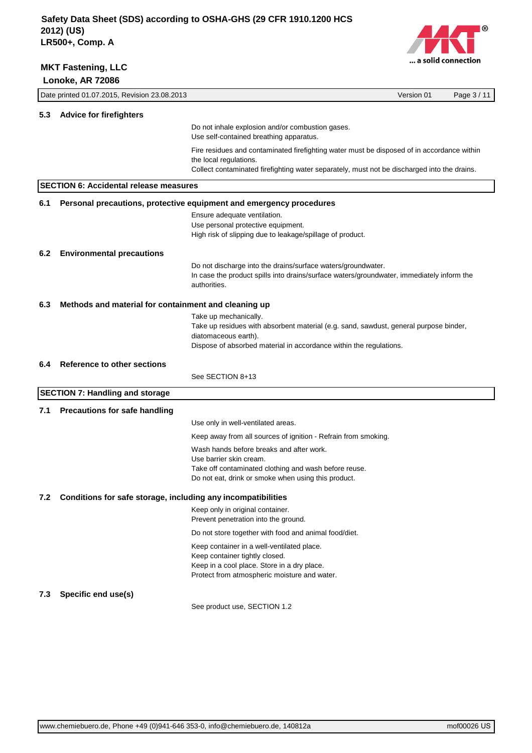### 5.3 Advice for firefighters

Do not inhale explosion and/or combustion gases.
Use self-contained breathing apparatus.

Fire residues and contaminated firefighting water must be disposed of in accordance within the local regulations.
Collect contaminated firefighting water separately, must not be discharged into the drains.

## SECTION 6: Accidental release measures

### 6.1 Personal precautions, protective equipment and emergency procedures

Ensure adequate ventilation.
Use personal protective equipment.
High risk of slipping due to leakage/spillage of product.

### 6.2 Environmental precautions

Do not discharge into the drains/surface waters/groundwater.
In case the product spills into drains/surface waters/groundwater, immediately inform the authorities.

### 6.3 Methods and material for containment and cleaning up

Take up mechanically.
Take up residues with absorbent material (e.g. sand, sawdust, general purpose binder, diatomaceous earth).
Dispose of absorbed material in accordance within the regulations.

### 6.4 Reference to other sections

See SECTION 8+13

## SECTION 7: Handling and storage

### 7.1 Precautions for safe handling

Use only in well-ventilated areas.

Keep away from all sources of ignition - Refrain from smoking.

Wash hands before breaks and after work.
Use barrier skin cream.
Take off contaminated clothing and wash before reuse.
Do not eat, drink or smoke when using this product.

### 7.2 Conditions for safe storage, including any incompatibilities

Keep only in original container.
Prevent penetration into the ground.

Do not store together with food and animal food/diet.

Keep container in a well-ventilated place.
Keep container tightly closed.
Keep in a cool place. Store in a dry place.
Protect from atmospheric moisture and water.

### 7.3 Specific end use(s)

See product use, SECTION 1.2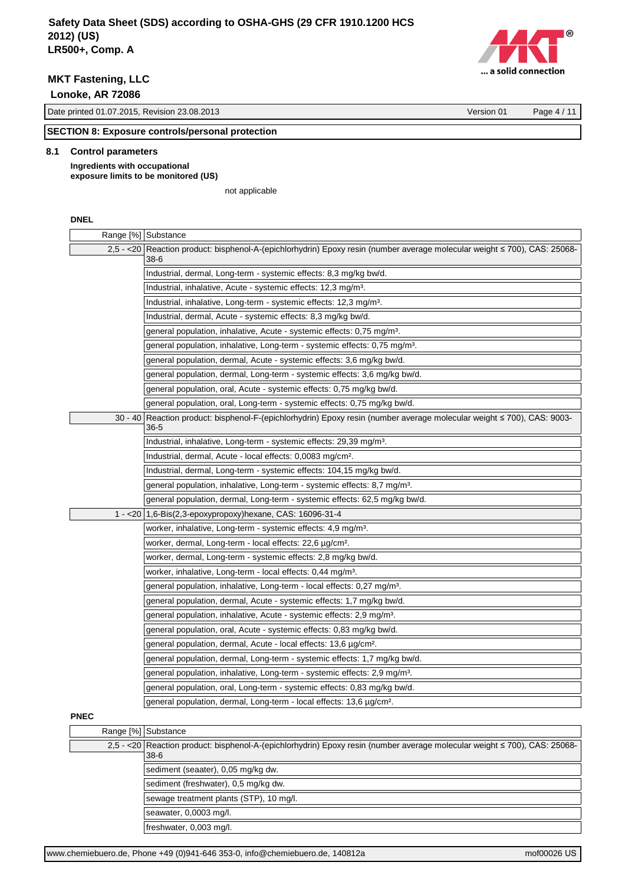## SECTION 8: Exposure controls/personal protection

### 8.1 Control parameters

**Ingredients with occupational exposure limits to be monitored (US)**

not applicable

**DNEL**

| Range [%] | Substance |
|---|---|
| 2,5 - <20 | Reaction product: bisphenol-A-(epichlorhydrin) Epoxy resin (number average molecular weight ≤ 700), CAS: 25068-38-6 |
| | Industrial, dermal, Long-term - systemic effects: 8,3 mg/kg bw/d. |
| | Industrial, inhalative, Acute - systemic effects: 12,3 mg/m³. |
| | Industrial, inhalative, Long-term - systemic effects: 12,3 mg/m³. |
| | Industrial, dermal, Acute - systemic effects: 8,3 mg/kg bw/d. |
| | general population, inhalative, Acute - systemic effects: 0,75 mg/m³. |
| | general population, inhalative, Long-term - systemic effects: 0,75 mg/m³. |
| | general population, dermal, Acute - systemic effects: 3,6 mg/kg bw/d. |
| | general population, dermal, Long-term - systemic effects: 3,6 mg/kg bw/d. |
| | general population, oral, Acute - systemic effects: 0,75 mg/kg bw/d. |
| | general population, oral, Long-term - systemic effects: 0,75 mg/kg bw/d. |
| 30 - 40 | Reaction product: bisphenol-F-(epichlorhydrin) Epoxy resin (number average molecular weight ≤ 700), CAS: 9003-36-5 |
| | Industrial, inhalative, Long-term - systemic effects: 29,39 mg/m³. |
| | Industrial, dermal, Acute - local effects: 0,0083 mg/cm². |
| | Industrial, dermal, Long-term - systemic effects: 104,15 mg/kg bw/d. |
| | general population, inhalative, Long-term - systemic effects: 8,7 mg/m³. |
| | general population, dermal, Long-term - systemic effects: 62,5 mg/kg bw/d. |
| 1 - <20 | 1,6-Bis(2,3-epoxypropoxy)hexane, CAS: 16096-31-4 |
| | worker, inhalative, Long-term - systemic effects: 4,9 mg/m³. |
| | worker, dermal, Long-term - local effects: 22,6 µg/cm². |
| | worker, dermal, Long-term - systemic effects: 2,8 mg/kg bw/d. |
| | worker, inhalative, Long-term - local effects: 0,44 mg/m³. |
| | general population, inhalative, Long-term - local effects: 0,27 mg/m³. |
| | general population, dermal, Acute - systemic effects: 1,7 mg/kg bw/d. |
| | general population, inhalative, Acute - systemic effects: 2,9 mg/m³. |
| | general population, oral, Acute - systemic effects: 0,83 mg/kg bw/d. |
| | general population, dermal, Acute - local effects: 13,6 µg/cm². |
| | general population, dermal, Long-term - systemic effects: 1,7 mg/kg bw/d. |
| | general population, inhalative, Long-term - systemic effects: 2,9 mg/m³. |
| | general population, oral, Long-term - systemic effects: 0,83 mg/kg bw/d. |
| | general population, dermal, Long-term - local effects: 13,6 µg/cm². |

**PNEC**

| Range [%] | Substance |
|---|---|
| 2,5 - <20 | Reaction product: bisphenol-A-(epichlorhydrin) Epoxy resin (number average molecular weight ≤ 700), CAS: 25068-38-6 |
| | sediment (seaater), 0,05 mg/kg dw. |
| | sediment (freshwater), 0,5 mg/kg dw. |
| | sewage treatment plants (STP), 10 mg/l. |
| | seawater, 0,0003 mg/l. |
| | freshwater, 0,003 mg/l. |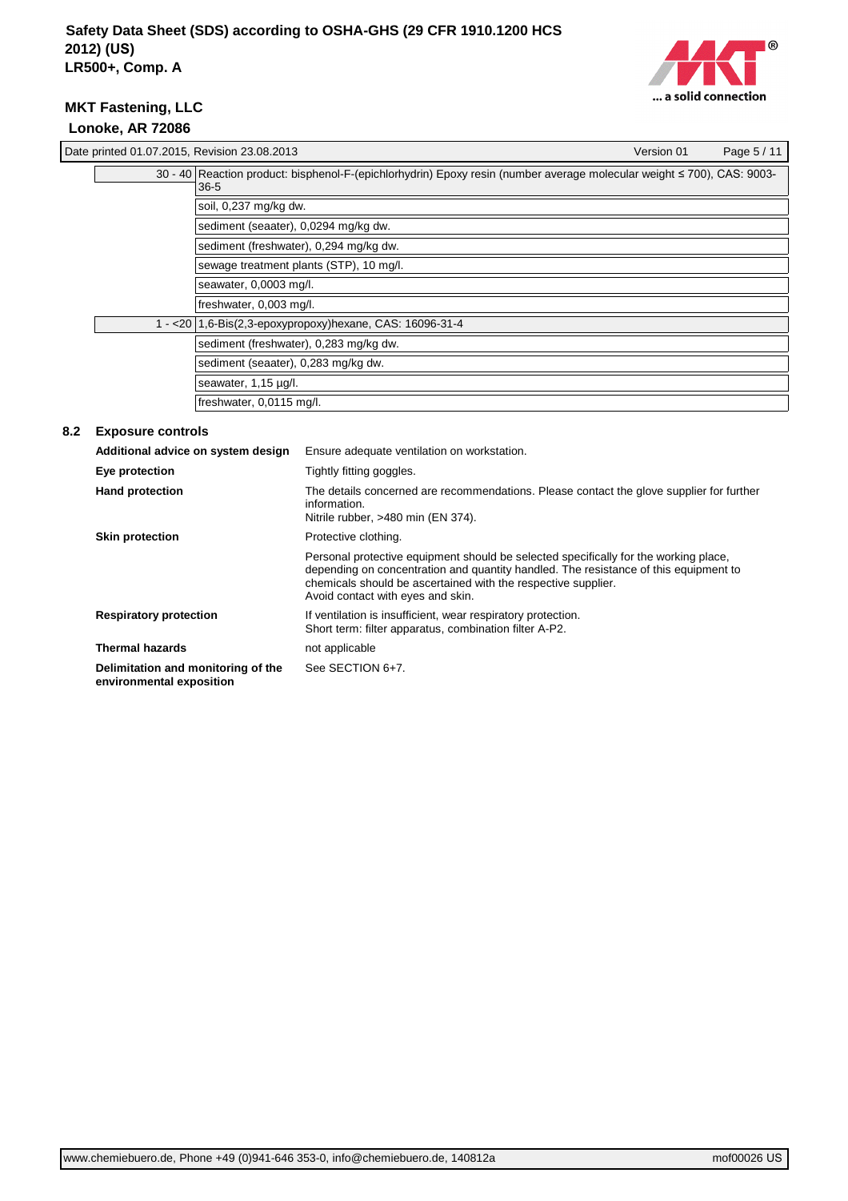| | |
|---|---|
| 30 - 40 | Reaction product: bisphenol-F-(epichlorhydrin) Epoxy resin (number average molecular weight ≤ 700), CAS: 9003-36-5 |
| | soil, 0,237 mg/kg dw. |
| | sediment (seaater), 0,0294 mg/kg dw. |
| | sediment (freshwater), 0,294 mg/kg dw. |
| | sewage treatment plants (STP), 10 mg/l. |
| | seawater, 0,0003 mg/l. |
| | freshwater, 0,003 mg/l. |
| 1 - <20 | 1,6-Bis(2,3-epoxypropoxy)hexane, CAS: 16096-31-4 |
| | sediment (freshwater), 0,283 mg/kg dw. |
| | sediment (seaater), 0,283 mg/kg dw. |
| | seawater, 1,15 µg/l. |
| | freshwater, 0,0115 mg/l. |

## 8.2 Exposure controls

**Additional advice on system design**
Ensure adequate ventilation on workstation.

**Eye protection**
Tightly fitting goggles.

**Hand protection**
The details concerned are recommendations. Please contact the glove supplier for further information.
Nitrile rubber, >480 min (EN 374).

**Skin protection**
Protective clothing.

Personal protective equipment should be selected specifically for the working place, depending on concentration and quantity handled. The resistance of this equipment to chemicals should be ascertained with the respective supplier.
Avoid contact with eyes and skin.

**Respiratory protection**
If ventilation is insufficient, wear respiratory protection.
Short term: filter apparatus, combination filter A-P2.

**Thermal hazards**
not applicable

**Delimitation and monitoring of the environmental exposition**
See SECTION 6+7.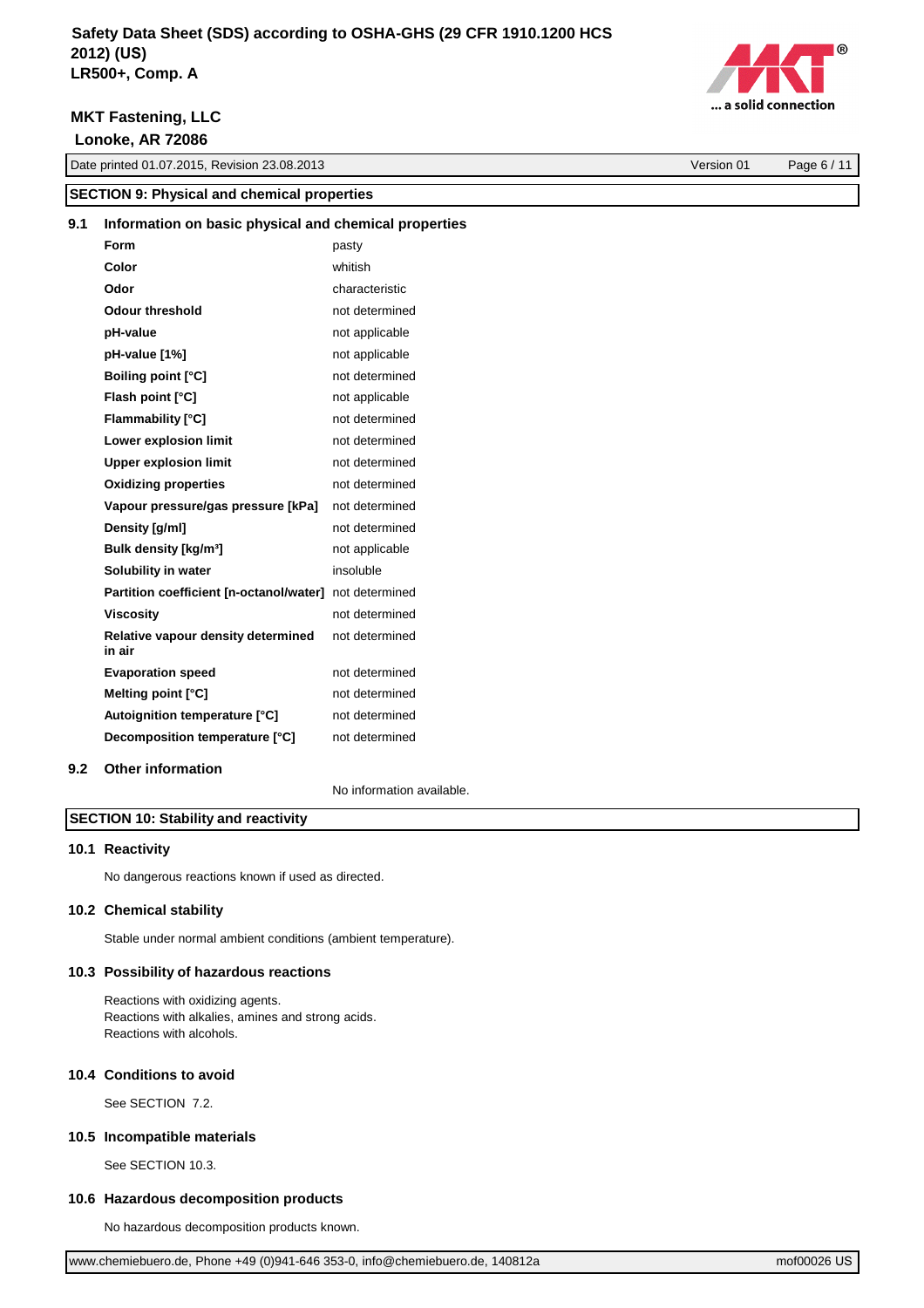## SECTION 9: Physical and chemical properties

### 9.1 Information on basic physical and chemical properties

| | |
|---|---|
| **Form** | pasty |
| **Color** | whitish |
| **Odor** | characteristic |
| **Odour threshold** | not determined |
| **pH-value** | not applicable |
| **pH-value [1%]** | not applicable |
| **Boiling point [°C]** | not determined |
| **Flash point [°C]** | not applicable |
| **Flammability [°C]** | not determined |
| **Lower explosion limit** | not determined |
| **Upper explosion limit** | not determined |
| **Oxidizing properties** | not determined |
| **Vapour pressure/gas pressure [kPa]** | not determined |
| **Density [g/ml]** | not determined |
| **Bulk density [kg/m³]** | not applicable |
| **Solubility in water** | insoluble |
| **Partition coefficient [n-octanol/water]** | not determined |
| **Viscosity** | not determined |
| **Relative vapour density determined in air** | not determined |
| **Evaporation speed** | not determined |
| **Melting point [°C]** | not determined |
| **Autoignition temperature [°C]** | not determined |
| **Decomposition temperature [°C]** | not determined |

### 9.2 Other information

No information available.

## SECTION 10: Stability and reactivity

### 10.1 Reactivity

No dangerous reactions known if used as directed.

### 10.2 Chemical stability

Stable under normal ambient conditions (ambient temperature).

### 10.3 Possibility of hazardous reactions

Reactions with oxidizing agents.
Reactions with alkalies, amines and strong acids.
Reactions with alcohols.

### 10.4 Conditions to avoid

See SECTION 7.2.

### 10.5 Incompatible materials

See SECTION 10.3.

### 10.6 Hazardous decomposition products

No hazardous decomposition products known.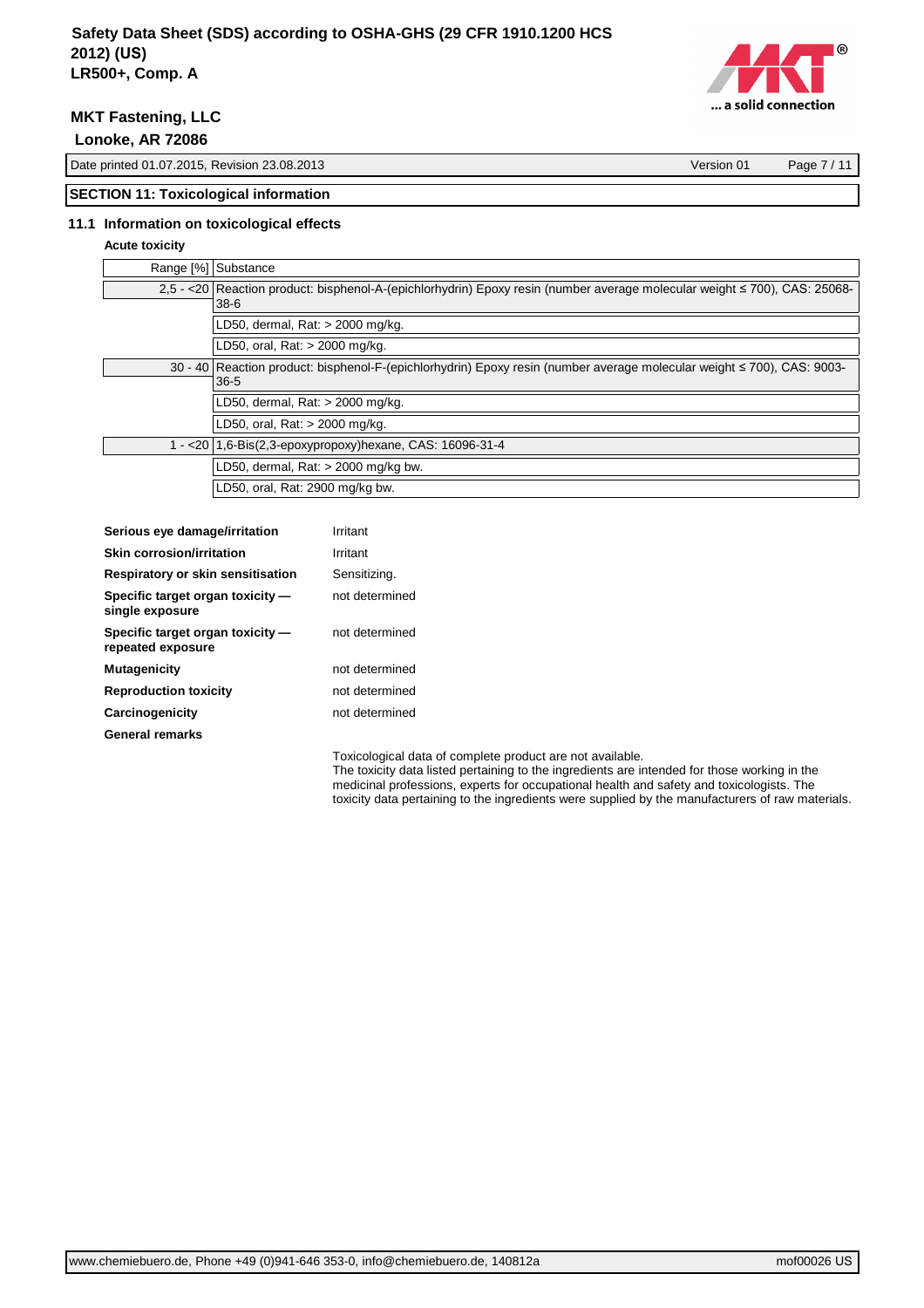## SECTION 11: Toxicological information

### 11.1 Information on toxicological effects

**Acute toxicity**

| Range [%] | Substance |
|---|---|
| 2,5 - <20 | Reaction product: bisphenol-A-(epichlorhydrin) Epoxy resin (number average molecular weight ≤ 700), CAS: 25068-38-6 |
| | LD50, dermal, Rat: > 2000 mg/kg. |
| | LD50, oral, Rat: > 2000 mg/kg. |
| 30 - 40 | Reaction product: bisphenol-F-(epichlorhydrin) Epoxy resin (number average molecular weight ≤ 700), CAS: 9003-36-5 |
| | LD50, dermal, Rat: > 2000 mg/kg. |
| | LD50, oral, Rat: > 2000 mg/kg. |
| 1 - <20 | 1,6-Bis(2,3-epoxypropoxy)hexane, CAS: 16096-31-4 |
| | LD50, dermal, Rat: > 2000 mg/kg bw. |
| | LD50, oral, Rat: 2900 mg/kg bw. |

| | |
|---|---|
| **Serious eye damage/irritation** | Irritant |
| **Skin corrosion/irritation** | Irritant |
| **Respiratory or skin sensitisation** | Sensitizing. |
| **Specific target organ toxicity — single exposure** | not determined |
| **Specific target organ toxicity — repeated exposure** | not determined |
| **Mutagenicity** | not determined |
| **Reproduction toxicity** | not determined |
| **Carcinogenicity** | not determined |

**General remarks**

Toxicological data of complete product are not available.
The toxicity data listed pertaining to the ingredients are intended for those working in the medicinal professions, experts for occupational health and safety and toxicologists. The toxicity data pertaining to the ingredients were supplied by the manufacturers of raw materials.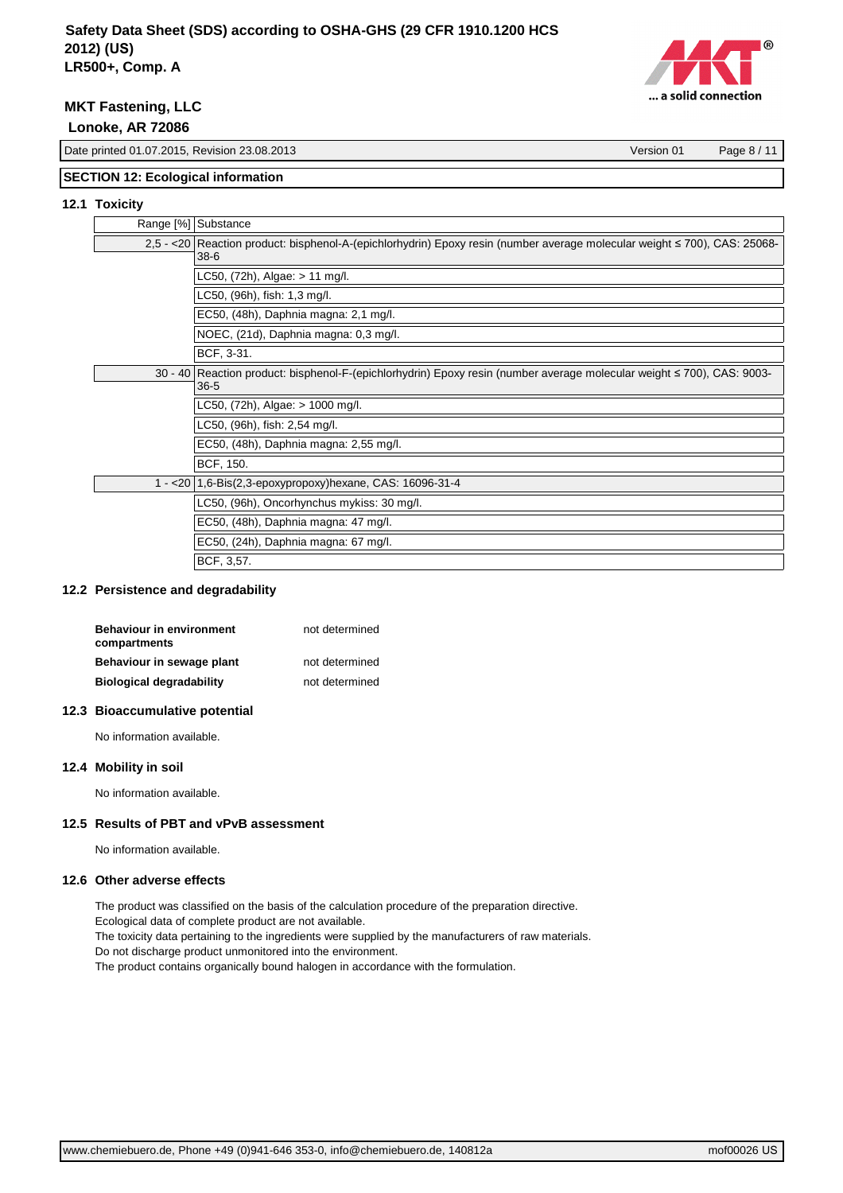## SECTION 12: Ecological information

### 12.1 Toxicity

| Range [%] | Substance |
|---|---|
| 2,5 - <20 | Reaction product: bisphenol-A-(epichlorhydrin) Epoxy resin (number average molecular weight ≤ 700), CAS: 25068-38-6 |
| | LC50, (72h), Algae: > 11 mg/l. |
| | LC50, (96h), fish: 1,3 mg/l. |
| | EC50, (48h), Daphnia magna: 2,1 mg/l. |
| | NOEC, (21d), Daphnia magna: 0,3 mg/l. |
| | BCF, 3-31. |
| 30 - 40 | Reaction product: bisphenol-F-(epichlorhydrin) Epoxy resin (number average molecular weight ≤ 700), CAS: 9003-36-5 |
| | LC50, (72h), Algae: > 1000 mg/l. |
| | LC50, (96h), fish: 2,54 mg/l. |
| | EC50, (48h), Daphnia magna: 2,55 mg/l. |
| | BCF, 150. |
| 1 - <20 | 1,6-Bis(2,3-epoxypropoxy)hexane, CAS: 16096-31-4 |
| | LC50, (96h), Oncorhynchus mykiss: 30 mg/l. |
| | EC50, (48h), Daphnia magna: 47 mg/l. |
| | EC50, (24h), Daphnia magna: 67 mg/l. |
| | BCF, 3,57. |

### 12.2 Persistence and degradability

| | |
|---|---|
| **Behaviour in environment compartments** | not determined |
| **Behaviour in sewage plant** | not determined |
| **Biological degradability** | not determined |

### 12.3 Bioaccumulative potential

No information available.

### 12.4 Mobility in soil

No information available.

### 12.5 Results of PBT and vPvB assessment

No information available.

### 12.6 Other adverse effects

The product was classified on the basis of the calculation procedure of the preparation directive.
Ecological data of complete product are not available.
The toxicity data pertaining to the ingredients were supplied by the manufacturers of raw materials.
Do not discharge product unmonitored into the environment.
The product contains organically bound halogen in accordance with the formulation.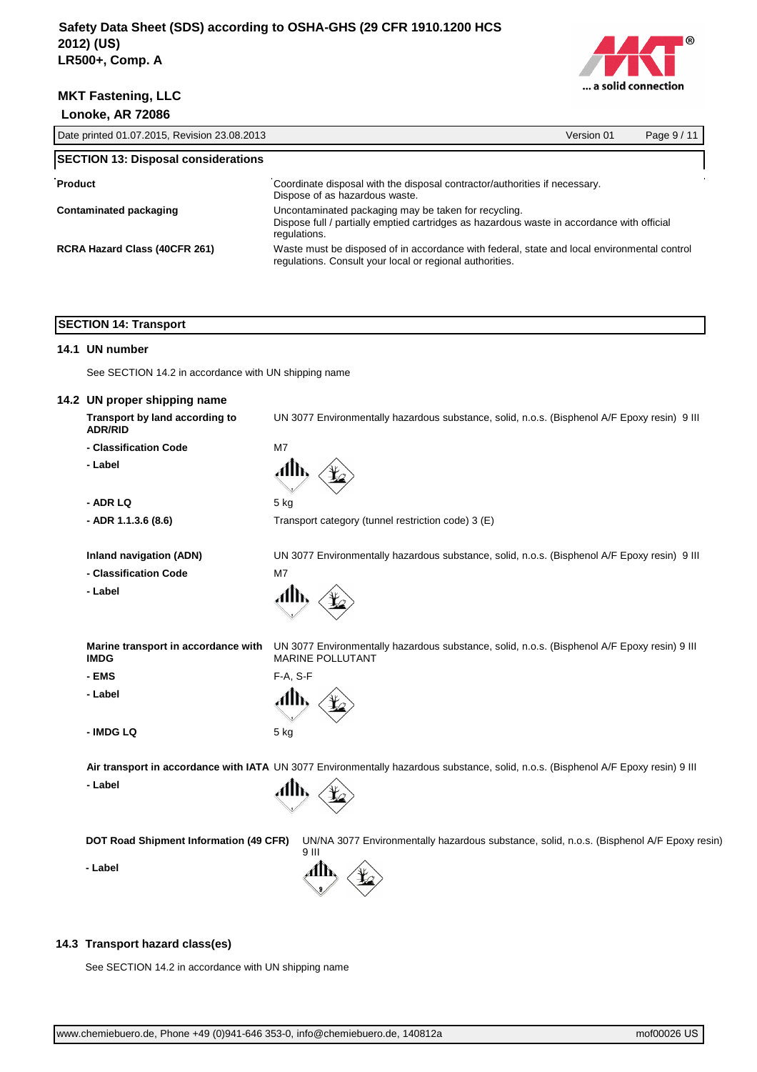## SECTION 13: Disposal considerations

| | |
|---|---|
| **Product** | Coordinate disposal with the disposal contractor/authorities if necessary. Dispose of as hazardous waste. |
| **Contaminated packaging** | Uncontaminated packaging may be taken for recycling. Dispose full / partially emptied cartridges as hazardous waste in accordance with official regulations. |
| **RCRA Hazard Class (40CFR 261)** | Waste must be disposed of in accordance with federal, state and local environmental control regulations. Consult your local or regional authorities. |

## SECTION 14: Transport

### 14.1 UN number

See SECTION 14.2 in accordance with UN shipping name

### 14.2 UN proper shipping name

| | |
|---|---|
| **Transport by land according to ADR/RID** | UN 3077 Environmentally hazardous substance, solid, n.o.s. (Bisphenol A/F Epoxy resin) 9 III |
| **- Classification Code** | M7 |
| **- Label** | |
| **- ADR LQ** | 5 kg |
| **- ADR 1.1.3.6 (8.6)** | Transport category (tunnel restriction code) 3 (E) |
| **Inland navigation (ADN)** | UN 3077 Environmentally hazardous substance, solid, n.o.s. (Bisphenol A/F Epoxy resin) 9 III |
| **- Classification Code** | M7 |
| **- Label** | |
| **Marine transport in accordance with IMDG** | UN 3077 Environmentally hazardous substance, solid, n.o.s. (Bisphenol A/F Epoxy resin) 9 III MARINE POLLUTANT |
| **- EMS** | F-A, S-F |
| **- Label** | |
| **- IMDG LQ** | 5 kg |
| **Air transport in accordance with IATA** | UN 3077 Environmentally hazardous substance, solid, n.o.s. (Bisphenol A/F Epoxy resin) 9 III |
| **- Label** | |
| **DOT Road Shipment Information (49 CFR)** | UN/NA 3077 Environmentally hazardous substance, solid, n.o.s. (Bisphenol A/F Epoxy resin) 9 III |
| **- Label** | |

### 14.3 Transport hazard class(es)

See SECTION 14.2 in accordance with UN shipping name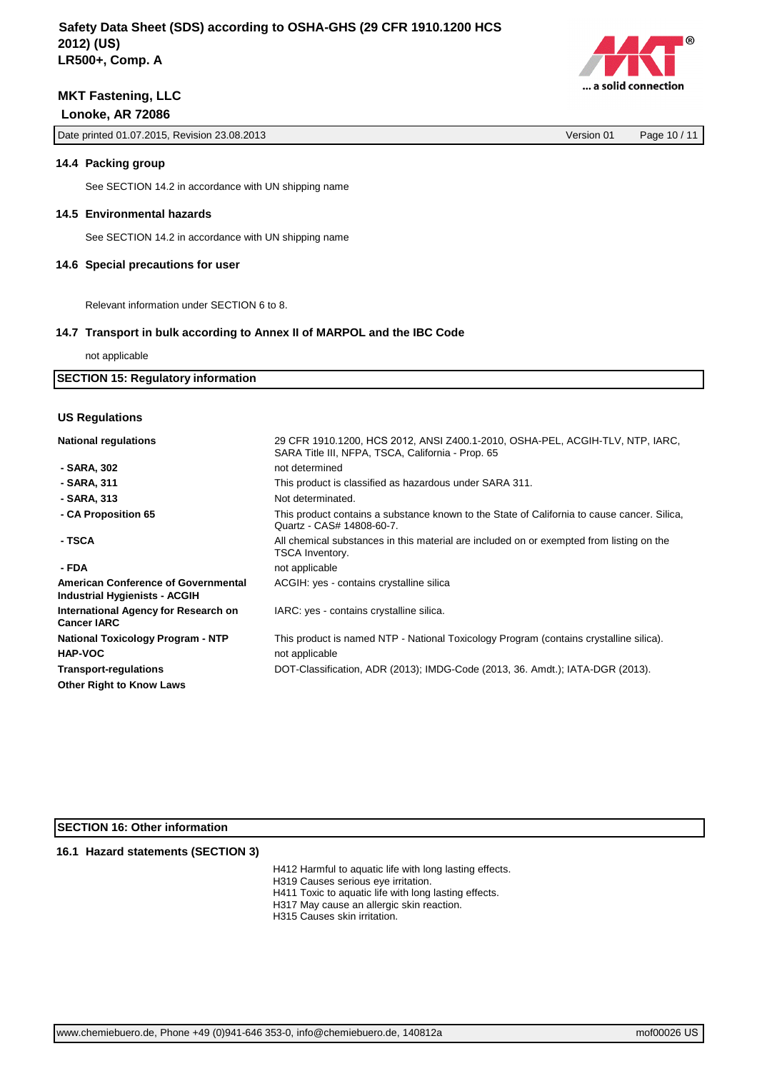### 14.4 Packing group

See SECTION 14.2 in accordance with UN shipping name

### 14.5 Environmental hazards

See SECTION 14.2 in accordance with UN shipping name

### 14.6 Special precautions for user

Relevant information under SECTION 6 to 8.

### 14.7 Transport in bulk according to Annex II of MARPOL and the IBC Code

not applicable

## SECTION 15: Regulatory information

### US Regulations

| | |
|---|---|
| **National regulations** | 29 CFR 1910.1200, HCS 2012, ANSI Z400.1-2010, OSHA-PEL, ACGIH-TLV, NTP, IARC, SARA Title III, NFPA, TSCA, California - Prop. 65 |
| **- SARA, 302** | not determined |
| **- SARA, 311** | This product is classified as hazardous under SARA 311. |
| **- SARA, 313** | Not determinated. |
| **- CA Proposition 65** | This product contains a substance known to the State of California to cause cancer. Silica, Quartz - CAS# 14808-60-7. |
| **- TSCA** | All chemical substances in this material are included on or exempted from listing on the TSCA Inventory. |
| **- FDA** | not applicable |
| **American Conference of Governmental Industrial Hygienists - ACGIH** | ACGIH: yes - contains crystalline silica |
| **International Agency for Research on Cancer IARC** | IARC: yes - contains crystalline silica. |
| **National Toxicology Program - NTP** | This product is named NTP - National Toxicology Program (contains crystalline silica). |
| **HAP-VOC** | not applicable |
| **Transport-regulations** | DOT-Classification, ADR (2013); IMDG-Code (2013, 36. Amdt.); IATA-DGR (2013). |
| **Other Right to Know Laws** | |

## SECTION 16: Other information

### 16.1 Hazard statements (SECTION 3)

H412 Harmful to aquatic life with long lasting effects.
H319 Causes serious eye irritation.
H411 Toxic to aquatic life with long lasting effects.
H317 May cause an allergic skin reaction.
H315 Causes skin irritation.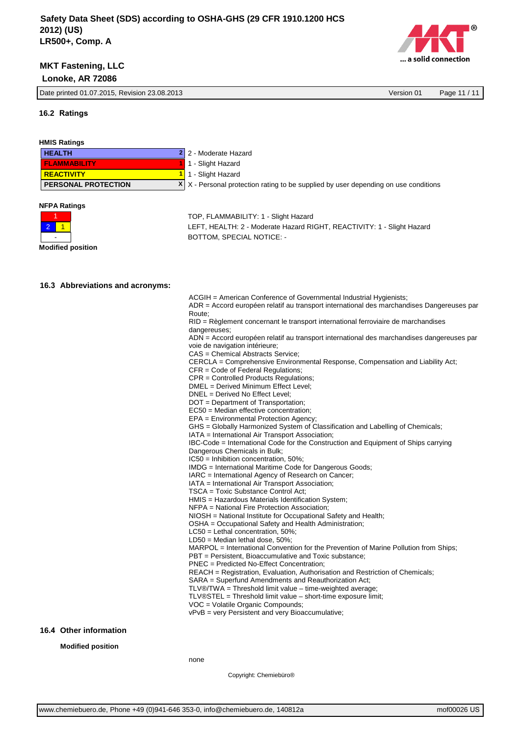### 16.2 Ratings

**HMIS Ratings**

| | | |
|---|---|---|
| HEALTH | 2 | 2 - Moderate Hazard |
| FLAMMABILITY | 1 | 1 - Slight Hazard |
| REACTIVITY | 1 | 1 - Slight Hazard |
| PERSONAL PROTECTION | X | X - Personal protection rating to be supplied by user depending on use conditions |

**NFPA Ratings**

| | | |
|---|---|---|
| | 1 | |
| 2 | | 1 |
| | - | |

TOP, FLAMMABILITY: 1 - Slight Hazard
LEFT, HEALTH: 2 - Moderate Hazard RIGHT, REACTIVITY: 1 - Slight Hazard
BOTTOM, SPECIAL NOTICE: -

**Modified position**

### 16.3 Abbreviations and acronyms:

ACGIH = American Conference of Governmental Industrial Hygienists;
ADR = Accord européen relatif au transport international des marchandises Dangereuses par Route;
RID = Règlement concernant le transport international ferroviaire de marchandises dangereuses;
ADN = Accord européen relatif au transport international des marchandises dangereuses par voie de navigation intérieure;
CAS = Chemical Abstracts Service;
CERCLA = Comprehensive Environmental Response, Compensation and Liability Act;
CFR = Code of Federal Regulations;
CPR = Controlled Products Regulations;
DMEL = Derived Minimum Effect Level;
DNEL = Derived No Effect Level;
DOT = Department of Transportation;
EC50 = Median effective concentration;
EPA = Environmental Protection Agency;
GHS = Globally Harmonized System of Classification and Labelling of Chemicals;
IATA = International Air Transport Association;
IBC-Code = International Code for the Construction and Equipment of Ships carrying Dangerous Chemicals in Bulk;
IC50 = Inhibition concentration, 50%;
IMDG = International Maritime Code for Dangerous Goods;
IARC = International Agency of Research on Cancer;
IATA = International Air Transport Association;
TSCA = Toxic Substance Control Act;
HMIS = Hazardous Materials Identification System;
NFPA = National Fire Protection Association;
NIOSH = National Institute for Occupational Safety and Health;
OSHA = Occupational Safety and Health Administration;
LC50 = Lethal concentration, 50%;
LD50 = Median lethal dose, 50%;
MARPOL = International Convention for the Prevention of Marine Pollution from Ships;
PBT = Persistent, Bioaccumulative and Toxic substance;
PNEC = Predicted No-Effect Concentration;
REACH = Registration, Evaluation, Authorisation and Restriction of Chemicals;
SARA = Superfund Amendments and Reauthorization Act;
TLV®/TWA = Threshold limit value – time-weighted average;
TLV®STEL = Threshold limit value – short-time exposure limit;
VOC = Volatile Organic Compounds;
vPvB = very Persistent and very Bioaccumulative;

### 16.4 Other information

**Modified position**

none

Copyright: Chemiebüro®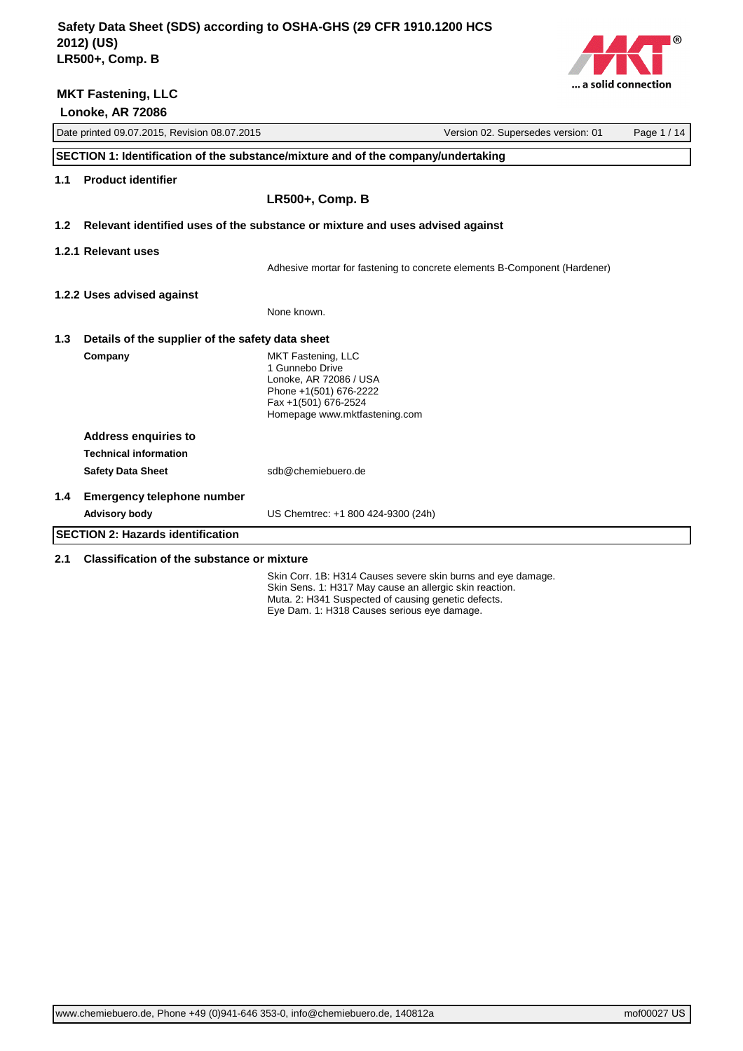# Safety Data Sheet (SDS) according to OSHA-GHS (29 CFR 1910.1200 HCS 2012) (US)

**LR500+, Comp. B**

**MKT Fastening, LLC**
**Lonoke, AR 72086**

Date printed 09.07.2015, Revision 08.07.2015 | Version 02. Supersedes version: 01

## SECTION 1: Identification of the substance/mixture and of the company/undertaking

### 1.1 Product identifier

**LR500+, Comp. B**

### 1.2 Relevant identified uses of the substance or mixture and uses advised against

#### 1.2.1 Relevant uses

Adhesive mortar for fastening to concrete elements B-Component (Hardener)

#### 1.2.2 Uses advised against

None known.

### 1.3 Details of the supplier of the safety data sheet

**Company**

MKT Fastening, LLC
1 Gunnebo Drive
Lonoke, AR 72086 / USA
Phone +1(501) 676-2222
Fax +1(501) 676-2524
Homepage www.mktfastening.com

**Address enquiries to**

**Technical information**

**Safety Data Sheet** sdb@chemiebuero.de

### 1.4 Emergency telephone number

**Advisory body** US Chemtrec: +1 800 424-9300 (24h)

## SECTION 2: Hazards identification

### 2.1 Classification of the substance or mixture

Skin Corr. 1B: H314 Causes severe skin burns and eye damage.
Skin Sens. 1: H317 May cause an allergic skin reaction.
Muta. 2: H341 Suspected of causing genetic defects.
Eye Dam. 1: H318 Causes serious eye damage.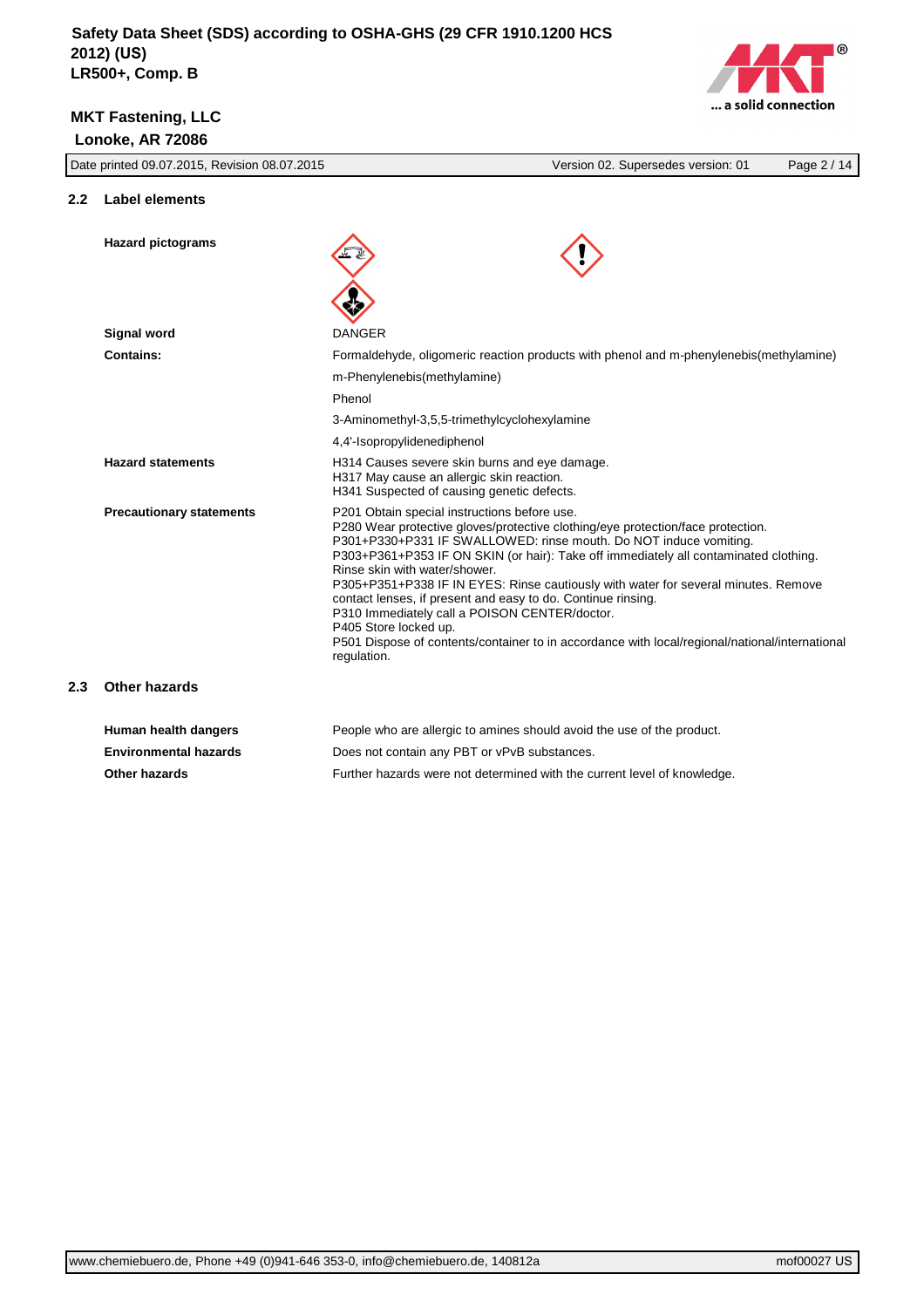## 2.2 Label elements

| | |
|---|---|
| **Hazard pictograms** | |
| **Signal word** | DANGER |
| **Contains:** | Formaldehyde, oligomeric reaction products with phenol and m-phenylenebis(methylamine) |
| | m-Phenylenebis(methylamine) |
| | Phenol |
| | 3-Aminomethyl-3,5,5-trimethylcyclohexylamine |
| | 4,4'-Isopropylidenediphenol |
| **Hazard statements** | H314 Causes severe skin burns and eye damage.<br>H317 May cause an allergic skin reaction.<br>H341 Suspected of causing genetic defects. |
| **Precautionary statements** | P201 Obtain special instructions before use.<br>P280 Wear protective gloves/protective clothing/eye protection/face protection.<br>P301+P330+P331 IF SWALLOWED: rinse mouth. Do NOT induce vomiting.<br>P303+P361+P353 IF ON SKIN (or hair): Take off immediately all contaminated clothing. Rinse skin with water/shower.<br>P305+P351+P338 IN EYES: Rinse cautiously with water for several minutes. Remove contact lenses, if present and easy to do. Continue rinsing.<br>P310 Immediately call a POISON CENTER/doctor.<br>P405 Store locked up.<br>P501 Dispose of contents/container to in accordance with local/regional/national/international regulation. |

## 2.3 Other hazards

| | |
|---|---|
| **Human health dangers** | People who are allergic to amines should avoid the use of the product. |
| **Environmental hazards** | Does not contain any PBT or vPvB substances. |
| **Other hazards** | Further hazards were not determined with the current level of knowledge. |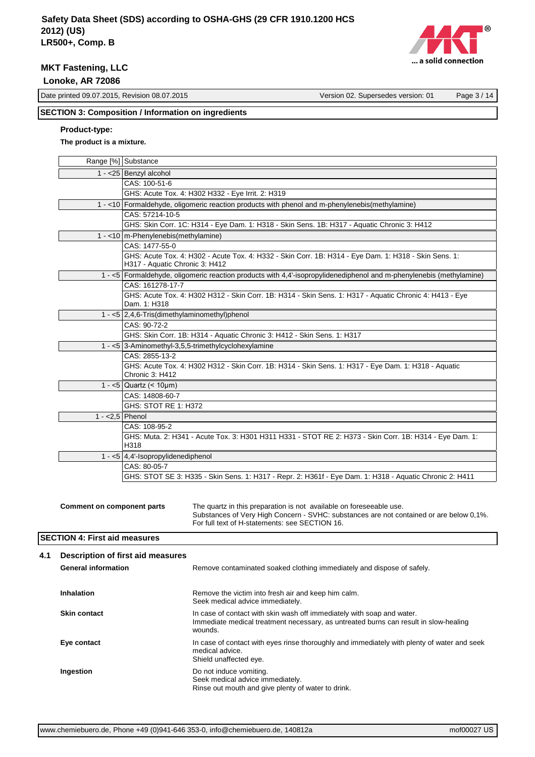## SECTION 3: Composition / Information on ingredients

**Product-type:**

**The product is a mixture.**

| Range [%] | Substance |
|---|---|
| 1 - <25 | Benzyl alcohol |
| | CAS: 100-51-6 |
| | GHS: Acute Tox. 4: H302 H332 - Eye Irrit. 2: H319 |
| 1 - <10 | Formaldehyde, oligomeric reaction products with phenol and m-phenylenebis(methylamine) |
| | CAS: 57214-10-5 |
| | GHS: Skin Corr. 1C: H314 - Eye Dam. 1: H318 - Skin Sens. 1B: H317 - Aquatic Chronic 3: H412 |
| 1 - <10 | m-Phenylenebis(methylamine) |
| | CAS: 1477-55-0 |
| | GHS: Acute Tox. 4: H302 - Acute Tox. 4: H332 - Skin Corr. 1B: H314 - Eye Dam. 1: H318 - Skin Sens. 1: H317 - Aquatic Chronic 3: H412 |
| 1 - <5 | Formaldehyde, oligomeric reaction products with 4,4'-isopropylidenediphenol and m-phenylenebis (methylamine) |
| | CAS: 161278-17-7 |
| | GHS: Acute Tox. 4: H302 H312 - Skin Corr. 1B: H314 - Skin Sens. 1: H317 - Aquatic Chronic 4: H413 - Eye Dam. 1: H318 |
| 1 - <5 | 2,4,6-Tris(dimethylaminomethyl)phenol |
| | CAS: 90-72-2 |
| | GHS: Skin Corr. 1B: H314 - Aquatic Chronic 3: H412 - Skin Sens. 1: H317 |
| 1 - <5 | 3-Aminomethyl-3,5,5-trimethylcyclohexylamine |
| | CAS: 2855-13-2 |
| | GHS: Acute Tox. 4: H302 H312 - Skin Corr. 1B: H314 - Skin Sens. 1: H317 - Eye Dam. 1: H318 - Aquatic Chronic 3: H412 |
| 1 - <5 | Quartz (< 10µm) |
| | CAS: 14808-60-7 |
| | GHS: STOT RE 1: H372 |
| 1 - <2,5 | Phenol |
| | CAS: 108-95-2 |
| | GHS: Muta. 2: H341 - Acute Tox. 3: H301 H311 H331 - STOT RE 2: H373 - Skin Corr. 1B: H314 - Eye Dam. 1: H318 |
| 1 - <5 | 4,4'-Isopropylidenediphenol |
| | CAS: 80-05-7 |
| | GHS: STOT SE 3: H335 - Skin Sens. 1: H317 - Repr. 2: H361f - Eye Dam. 1: H318 - Aquatic Chronic 2: H411 |

**Comment on component parts**

The quartz in this preparation is not available on foreseeable use.
Substances of Very High Concern - SVHC: substances are not contained or are below 0,1%.
For full text of H-statements: see SECTION 16.

## SECTION 4: First aid measures

### 4.1 Description of first aid measures

**General information**

Remove contaminated soaked clothing immediately and dispose of safely.

**Inhalation**

Remove the victim into fresh air and keep him calm.
Seek medical advice immediately.

**Skin contact**

In case of contact with skin wash off immediately with soap and water.
Immediate medical treatment necessary, as untreated burns can result in slow-healing wounds.

**Eye contact**

In case of contact with eyes rinse thoroughly and immediately with plenty of water and seek medical advice.
Shield unaffected eye.

**Ingestion**

Do not induce vomiting.
Seek medical advice immediately.
Rinse out mouth and give plenty of water to drink.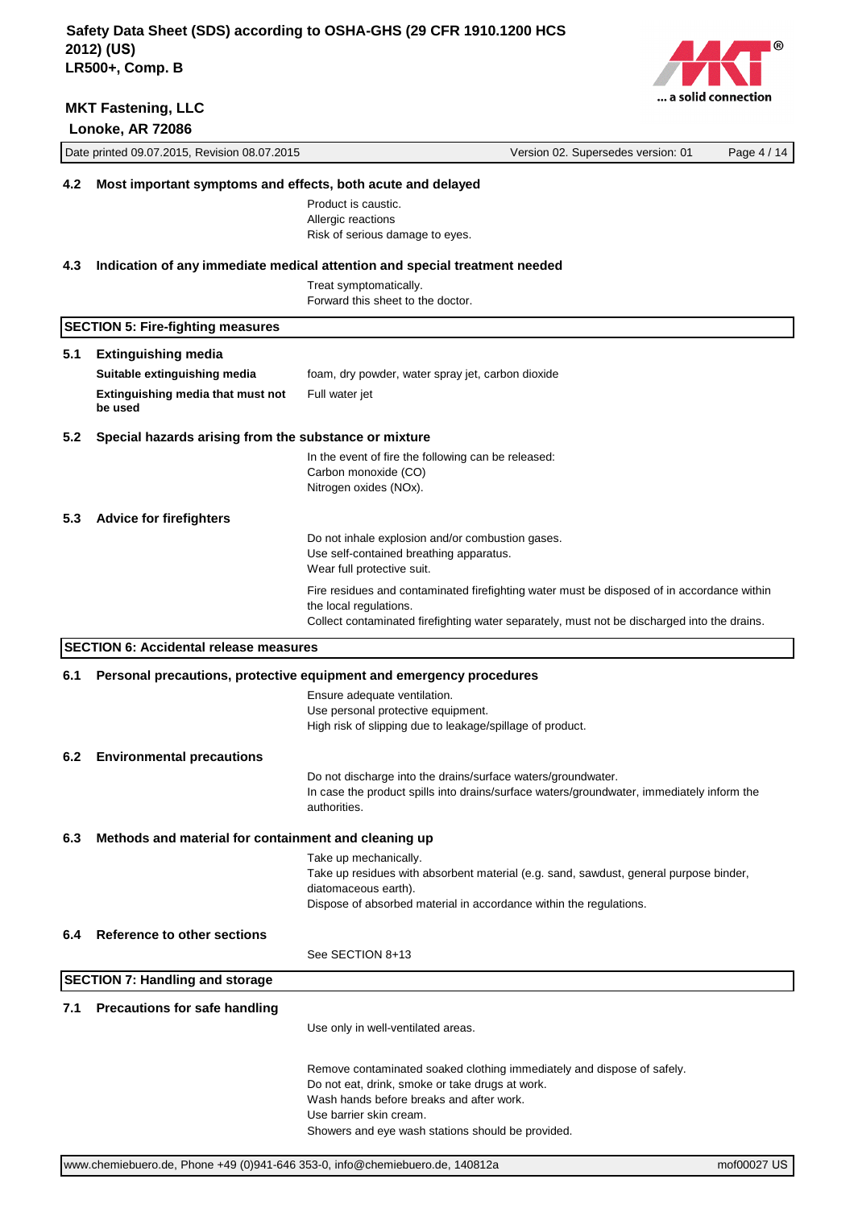### 4.2 Most important symptoms and effects, both acute and delayed

Product is caustic.
Allergic reactions
Risk of serious damage to eyes.

### 4.3 Indication of any immediate medical attention and special treatment needed

Treat symptomatically.
Forward this sheet to the doctor.

## SECTION 5: Fire-fighting measures

### 5.1 Extinguishing media

**Suitable extinguishing media** foam, dry powder, water spray jet, carbon dioxide

**Extinguishing media that must not be used** Full water jet

### 5.2 Special hazards arising from the substance or mixture

In the event of fire the following can be released:
Carbon monoxide (CO)
Nitrogen oxides (NOx).

### 5.3 Advice for firefighters

Do not inhale explosion and/or combustion gases.
Use self-contained breathing apparatus.
Wear full protective suit.

Fire residues and contaminated firefighting water must be disposed of in accordance within the local regulations.
Collect contaminated firefighting water separately, must not be discharged into the drains.

## SECTION 6: Accidental release measures

### 6.1 Personal precautions, protective equipment and emergency procedures

Ensure adequate ventilation.
Use personal protective equipment.
High risk of slipping due to leakage/spillage of product.

### 6.2 Environmental precautions

Do not discharge into the drains/surface waters/groundwater.
In case the product spills into drains/surface waters/groundwater, immediately inform the authorities.

### 6.3 Methods and material for containment and cleaning up

Take up mechanically.
Take up residues with absorbent material (e.g. sand, sawdust, general purpose binder, diatomaceous earth).
Dispose of absorbed material in accordance within the regulations.

### 6.4 Reference to other sections

See SECTION 8+13

## SECTION 7: Handling and storage

### 7.1 Precautions for safe handling

Use only in well-ventilated areas.

Remove contaminated soaked clothing immediately and dispose of safely.
Do not eat, drink, smoke or take drugs at work.
Wash hands before breaks and after work.
Use barrier skin cream.
Showers and eye wash stations should be provided.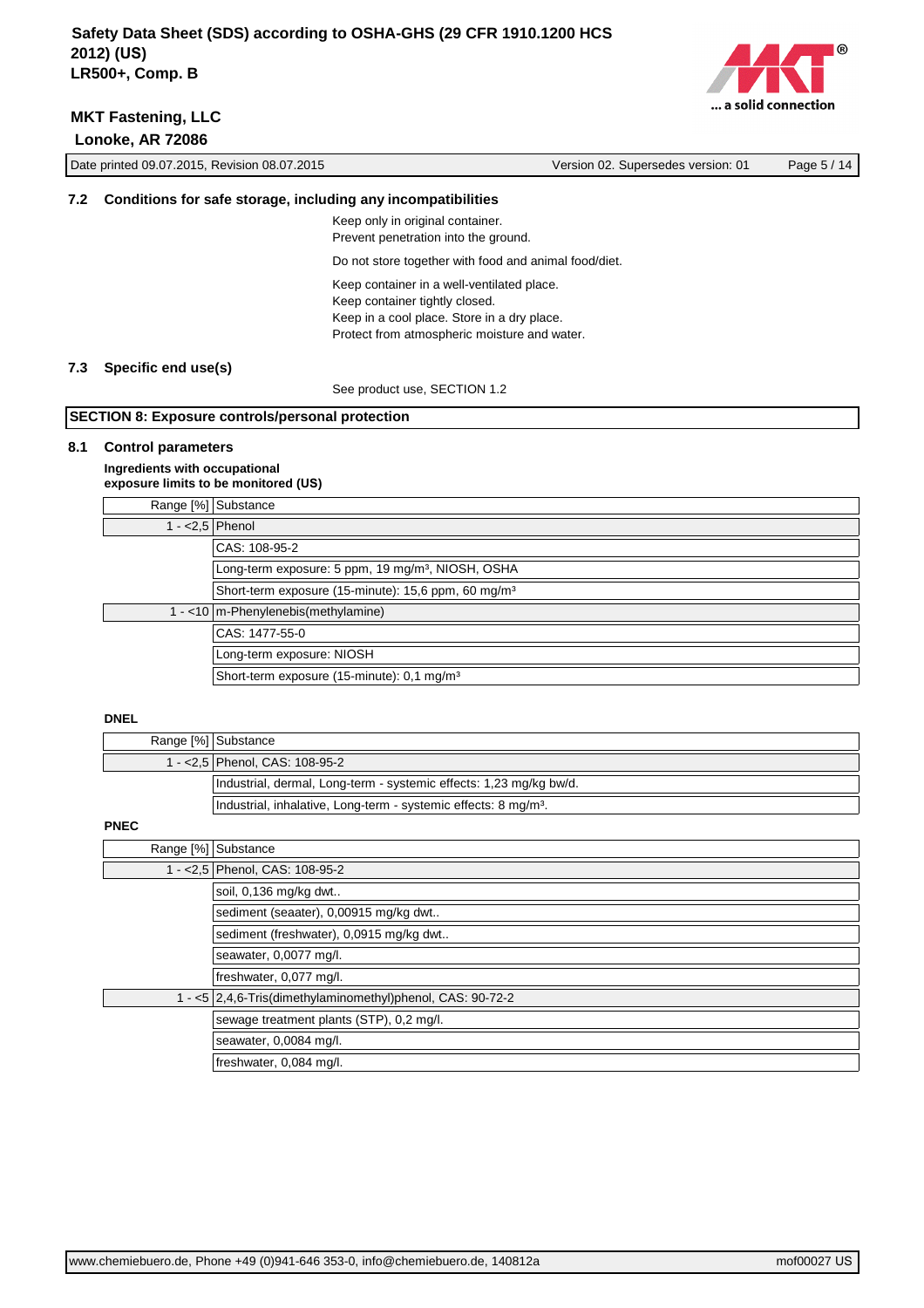### 7.2 Conditions for safe storage, including any incompatibilities

Keep only in original container.
Prevent penetration into the ground.

Do not store together with food and animal food/diet.

Keep container in a well-ventilated place.
Keep container tightly closed.
Keep in a cool place. Store in a dry place.
Protect from atmospheric moisture and water.

### 7.3 Specific end use(s)

See product use, SECTION 1.2

## SECTION 8: Exposure controls/personal protection

### 8.1 Control parameters

**Ingredients with occupational exposure limits to be monitored (US)**

| Range [%] | Substance |
|---|---|
| 1 - <2,5 | Phenol |
| | CAS: 108-95-2 |
| | Long-term exposure: 5 ppm, 19 mg/m³, NIOSH, OSHA |
| | Short-term exposure (15-minute): 15,6 ppm, 60 mg/m³ |
| 1 - <10 | m-Phenylenebis(methylamine) |
| | CAS: 1477-55-0 |
| | Long-term exposure: NIOSH |
| | Short-term exposure (15-minute): 0,1 mg/m³ |

**DNEL**

| Range [%] | Substance |
|---|---|
| 1 - <2,5 | Phenol, CAS: 108-95-2 |
| | Industrial, dermal, Long-term - systemic effects: 1,23 mg/kg bw/d. |
| | Industrial, inhalative, Long-term - systemic effects: 8 mg/m³. |

**PNEC**

| Range [%] | Substance |
|---|---|
| 1 - <2,5 | Phenol, CAS: 108-95-2 |
| | soil, 0,136 mg/kg dwt.. |
| | sediment (seaater), 0,00915 mg/kg dwt.. |
| | sediment (freshwater), 0,0915 mg/kg dwt.. |
| | seawater, 0,0077 mg/l. |
| | freshwater, 0,077 mg/l. |
| 1 - <5 | 2,4,6-Tris(dimethylaminomethyl)phenol, CAS: 90-72-2 |
| | sewage treatment plants (STP), 0,2 mg/l. |
| | seawater, 0,0084 mg/l. |
| | freshwater, 0,084 mg/l. |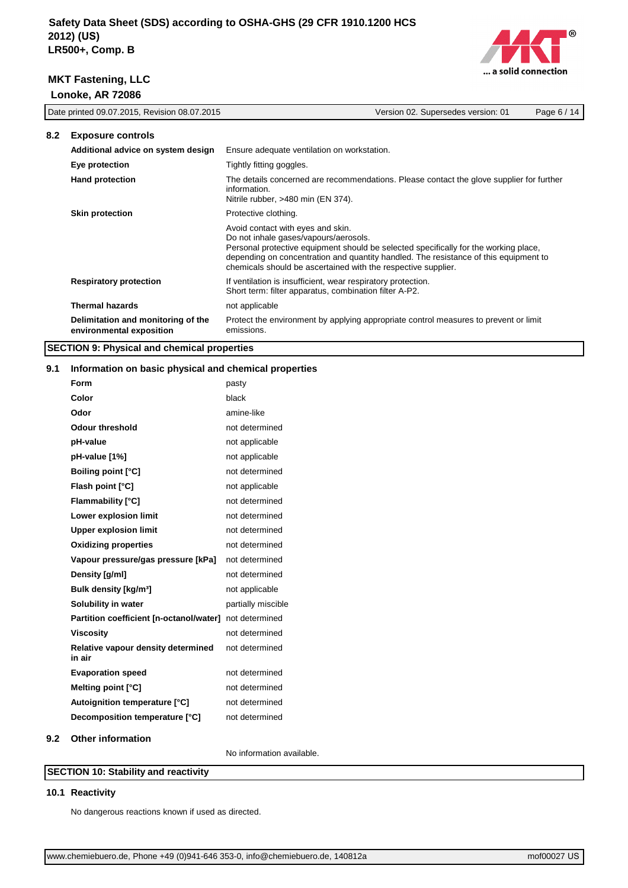### 8.2 Exposure controls

| | |
|---|---|
| **Additional advice on system design** | Ensure adequate ventilation on workstation. |
| **Eye protection** | Tightly fitting goggles. |
| **Hand protection** | The details concerned are recommendations. Please contact the glove supplier for further information.<br>Nitrile rubber, >480 min (EN 374). |
| **Skin protection** | Protective clothing. |
| | Avoid contact with eyes and skin.<br>Do not inhale gases/vapours/aerosols.<br>Personal protective equipment should be selected specifically for the working place, depending on concentration and quantity handled. The resistance of this equipment to chemicals should be ascertained with the respective supplier. |
| **Respiratory protection** | If ventilation is insufficient, wear respiratory protection.<br>Short term: filter apparatus, combination filter A-P2. |
| **Thermal hazards** | not applicable |
| **Delimitation and monitoring of the environmental exposition** | Protect the environment by applying appropriate control measures to prevent or limit emissions. |

## SECTION 9: Physical and chemical properties

### 9.1 Information on basic physical and chemical properties

| | |
|---|---|
| **Form** | pasty |
| **Color** | black |
| **Odor** | amine-like |
| **Odour threshold** | not determined |
| **pH-value** | not applicable |
| **pH-value [1%]** | not applicable |
| **Boiling point [°C]** | not determined |
| **Flash point [°C]** | not applicable |
| **Flammability [°C]** | not determined |
| **Lower explosion limit** | not determined |
| **Upper explosion limit** | not determined |
| **Oxidizing properties** | not determined |
| **Vapour pressure/gas pressure [kPa]** | not determined |
| **Density [g/ml]** | not determined |
| **Bulk density [kg/m³]** | not applicable |
| **Solubility in water** | partially miscible |
| **Partition coefficient [n-octanol/water]** | not determined |
| **Viscosity** | not determined |
| **Relative vapour density determined in air** | not determined |
| **Evaporation speed** | not determined |
| **Melting point [°C]** | not determined |
| **Autoignition temperature [°C]** | not determined |
| **Decomposition temperature [°C]** | not determined |

### 9.2 Other information

No information available.

## SECTION 10: Stability and reactivity

### 10.1 Reactivity

No dangerous reactions known if used as directed.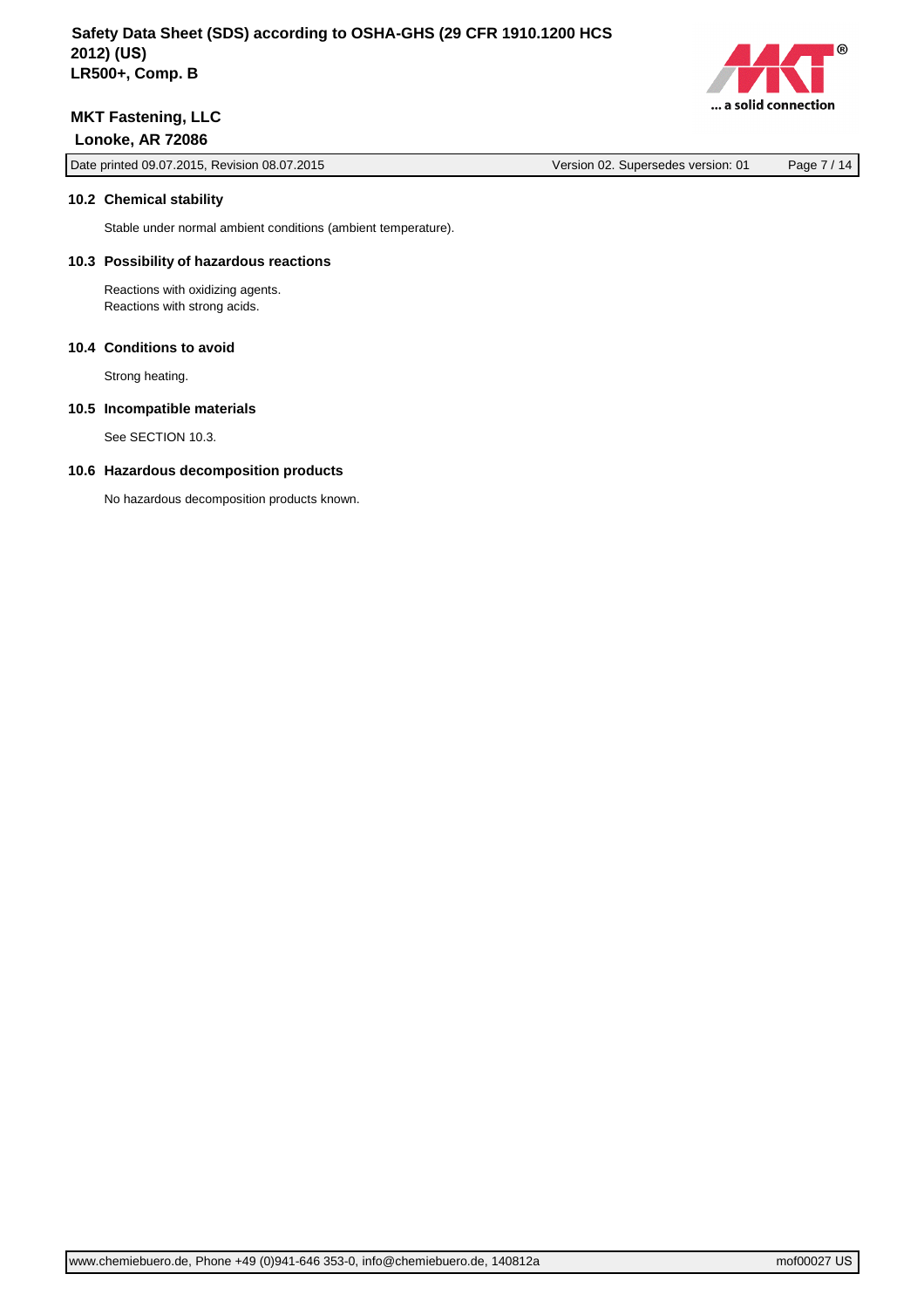### 10.2 Chemical stability

Stable under normal ambient conditions (ambient temperature).

### 10.3 Possibility of hazardous reactions

Reactions with oxidizing agents.
Reactions with strong acids.

### 10.4 Conditions to avoid

Strong heating.

### 10.5 Incompatible materials

See SECTION 10.3.

### 10.6 Hazardous decomposition products

No hazardous decomposition products known.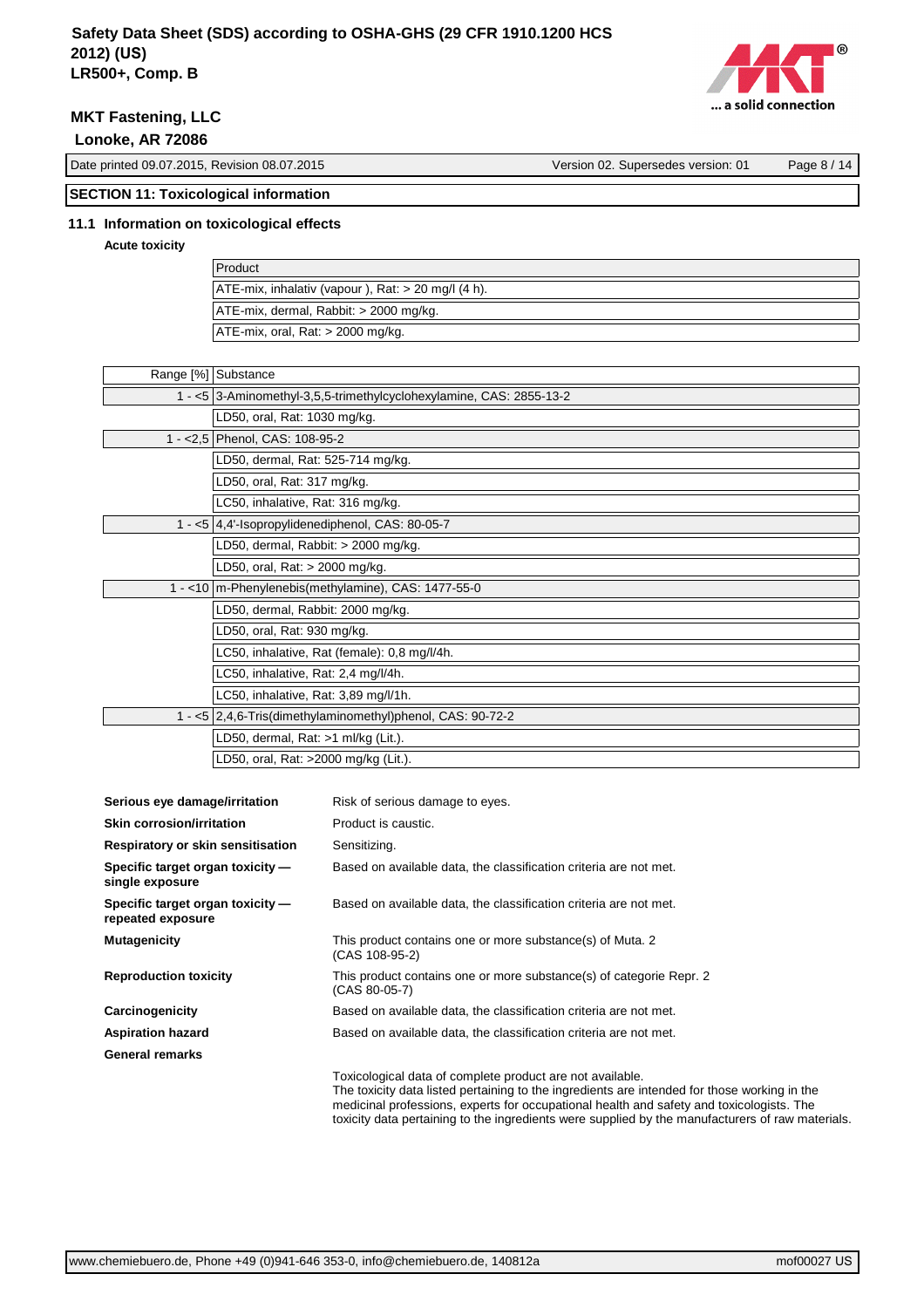## SECTION 11: Toxicological information

### 11.1 Information on toxicological effects

**Acute toxicity**

| Product |
|---|
| ATE-mix, inhalativ (vapour ), Rat: > 20 mg/l (4 h). |
| ATE-mix, dermal, Rabbit: > 2000 mg/kg. |
| ATE-mix, oral, Rat: > 2000 mg/kg. |

| Range [%] | Substance |
|---|---|
| 1 - <5 | 3-Aminomethyl-3,5,5-trimethylcyclohexylamine, CAS: 2855-13-2 |
| | LD50, oral, Rat: 1030 mg/kg. |
| 1 - <2,5 | Phenol, CAS: 108-95-2 |
| | LD50, dermal, Rat: 525-714 mg/kg. |
| | LD50, oral, Rat: 317 mg/kg. |
| | LC50, inhalative, Rat: 316 mg/kg. |
| 1 - <5 | 4,4'-Isopropylidenediphenol, CAS: 80-05-7 |
| | LD50, dermal, Rabbit: > 2000 mg/kg. |
| | LD50, oral, Rat: > 2000 mg/kg. |
| 1 - <10 | m-Phenylenebis(methylamine), CAS: 1477-55-0 |
| | LD50, dermal, Rabbit: 2000 mg/kg. |
| | LD50, oral, Rat: 930 mg/kg. |
| | LC50, inhalative, Rat (female): 0,8 mg/l/4h. |
| | LC50, inhalative, Rat: 2,4 mg/l/4h. |
| | LC50, inhalative, Rat: 3,89 mg/l/1h. |
| 1 - <5 | 2,4,6-Tris(dimethylaminomethyl)phenol, CAS: 90-72-2 |
| | LD50, dermal, Rat: >1 ml/kg (Lit.). |
| | LD50, oral, Rat: >2000 mg/kg (Lit.). |

**Serious eye damage/irritation**: Risk of serious damage to eyes.

**Skin corrosion/irritation**: Product is caustic.

**Respiratory or skin sensitisation**: Sensitizing.

**Specific target organ toxicity — single exposure**: Based on available data, the classification criteria are not met.

**Specific target organ toxicity — repeated exposure**: Based on available data, the classification criteria are not met.

**Mutagenicity**: This product contains one or more substance(s) of Muta. 2 (CAS 108-95-2)

**Reproduction toxicity**: This product contains one or more substance(s) of categorie Repr. 2 (CAS 80-05-7)

**Carcinogenicity**: Based on available data, the classification criteria are not met.

**Aspiration hazard**: Based on available data, the classification criteria are not met.

**General remarks**

Toxicological data of complete product are not available.
The toxicity data listed pertaining to the ingredients are intended for those working in the medicinal professions, experts for occupational health and safety and toxicologists. The toxicity data pertaining to the ingredients were supplied by the manufacturers of raw materials.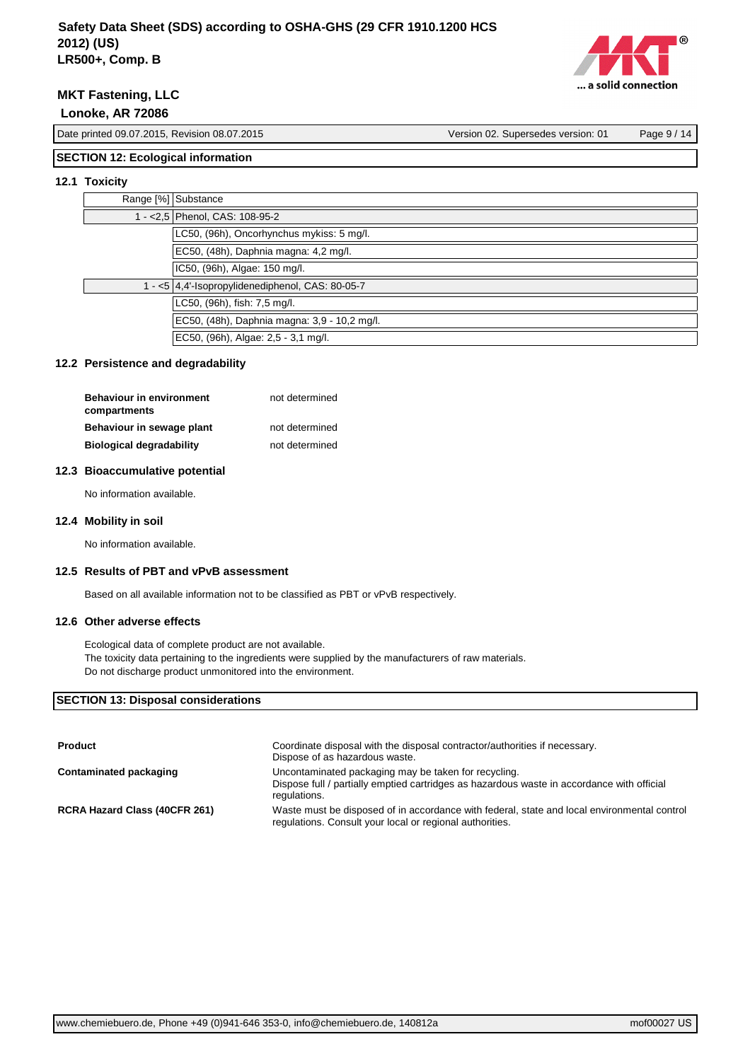## SECTION 12: Ecological information

### 12.1 Toxicity

| Range [%] | Substance |
|---|---|
| 1 - <2,5 | Phenol, CAS: 108-95-2 |
| | LC50, (96h), Oncorhynchus mykiss: 5 mg/l. |
| | EC50, (48h), Daphnia magna: 4,2 mg/l. |
| | IC50, (96h), Algae: 150 mg/l. |
| 1 - <5 | 4,4'-Isopropylidenediphenol, CAS: 80-05-7 |
| | LC50, (96h), fish: 7,5 mg/l. |
| | EC50, (48h), Daphnia magna: 3,9 - 10,2 mg/l. |
| | EC50, (96h), Algae: 2,5 - 3,1 mg/l. |

### 12.2 Persistence and degradability

| | |
|---|---|
| **Behaviour in environment compartments** | not determined |
| **Behaviour in sewage plant** | not determined |
| **Biological degradability** | not determined |

### 12.3 Bioaccumulative potential

No information available.

### 12.4 Mobility in soil

No information available.

### 12.5 Results of PBT and vPvB assessment

Based on all available information not to be classified as PBT or vPvB respectively.

### 12.6 Other adverse effects

Ecological data of complete product are not available.
The toxicity data pertaining to the ingredients were supplied by the manufacturers of raw materials.
Do not discharge product unmonitored into the environment.

## SECTION 13: Disposal considerations

| | |
|---|---|
| **Product** | Coordinate disposal with the disposal contractor/authorities if necessary. Dispose of as hazardous waste. |
| **Contaminated packaging** | Uncontaminated packaging may be taken for recycling. Dispose full / partially emptied cartridges as hazardous waste in accordance with official regulations. |
| **RCRA Hazard Class (40CFR 261)** | Waste must be disposed of in accordance with federal, state and local environmental control regulations. Consult your local or regional authorities. |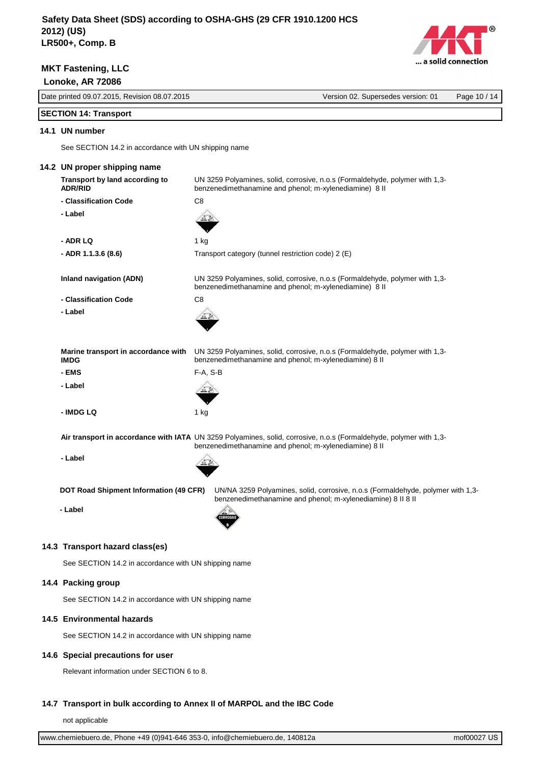## SECTION 14: Transport

### 14.1 UN number

See SECTION 14.2 in accordance with UN shipping name

### 14.2 UN proper shipping name

| | |
|---|---|
| **Transport by land according to ADR/RID** | UN 3259 Polyamines, solid, corrosive, n.o.s (Formaldehyde, polymer with 1,3-benzenedimethanamine and phenol; m-xylenediamine) 8 II |
| **- Classification Code** | C8 |
| **- Label** | |
| **- ADR LQ** | 1 kg |
| **- ADR 1.1.3.6 (8.6)** | Transport category (tunnel restriction code) 2 (E) |
| **Inland navigation (ADN)** | UN 3259 Polyamines, solid, corrosive, n.o.s (Formaldehyde, polymer with 1,3-benzenedimethanamine and phenol; m-xylenediamine) 8 II |
| **- Classification Code** | C8 |
| **- Label** | |
| **Marine transport in accordance with IMDG** | UN 3259 Polyamines, solid, corrosive, n.o.s (Formaldehyde, polymer with 1,3-benzenedimethanamine and phenol; m-xylenediamine) 8 II |
| **- EMS** | F-A, S-B |
| **- Label** | |
| **- IMDG LQ** | 1 kg |
| **Air transport in accordance with IATA** | UN 3259 Polyamines, solid, corrosive, n.o.s (Formaldehyde, polymer with 1,3-benzenedimethanamine and phenol; m-xylenediamine) 8 II |
| **- Label** | |
| **DOT Road Shipment Information (49 CFR)** | UN/NA 3259 Polyamines, solid, corrosive, n.o.s (Formaldehyde, polymer with 1,3-benzenedimethanamine and phenol; m-xylenediamine) 8 II 8 II |
| **- Label** | |

### 14.3 Transport hazard class(es)

See SECTION 14.2 in accordance with UN shipping name

### 14.4 Packing group

See SECTION 14.2 in accordance with UN shipping name

### 14.5 Environmental hazards

See SECTION 14.2 in accordance with UN shipping name

### 14.6 Special precautions for user

Relevant information under SECTION 6 to 8.

### 14.7 Transport in bulk according to Annex II of MARPOL and the IBC Code

not applicable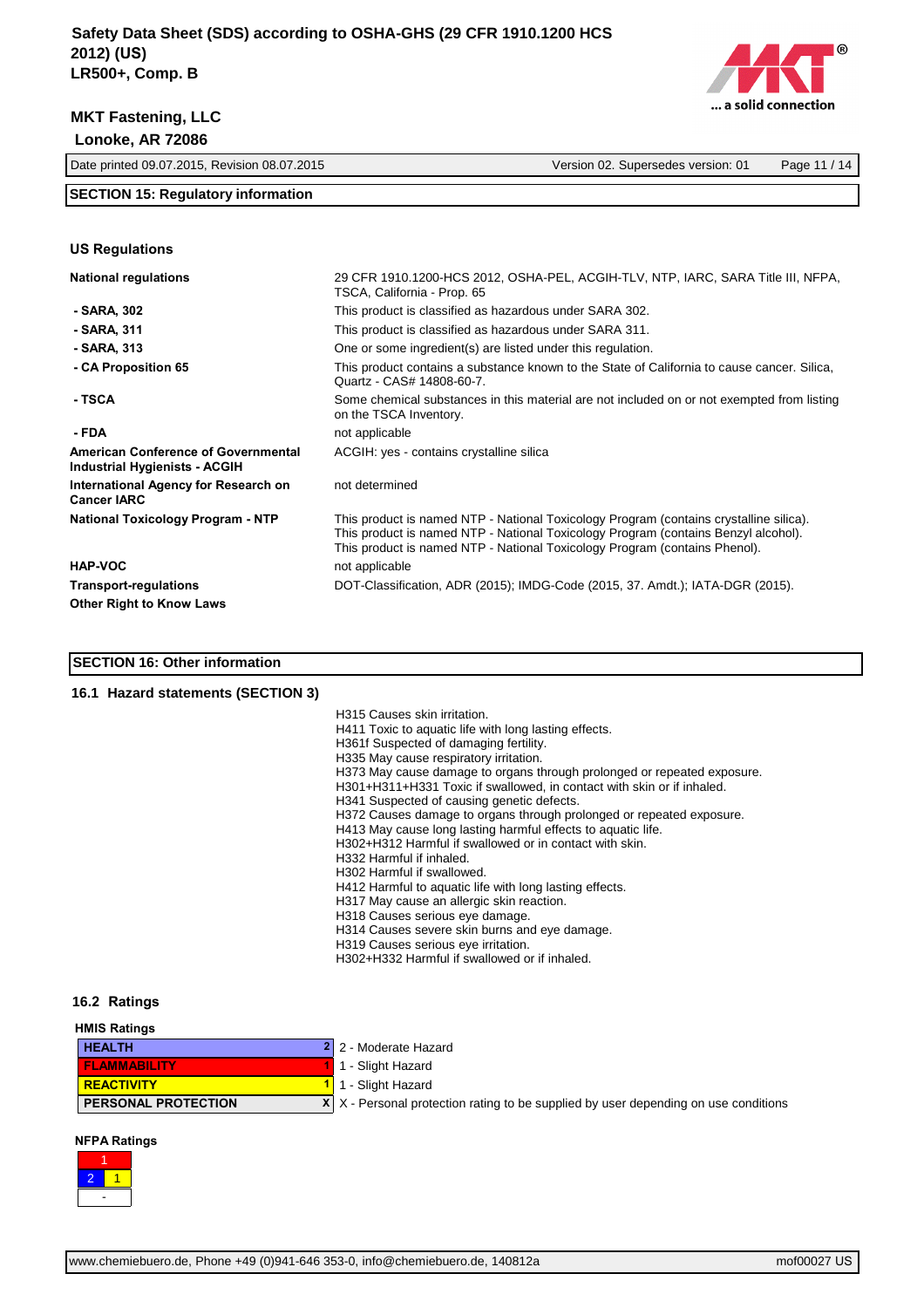## SECTION 15: Regulatory information

### US Regulations

| | |
|---|---|
| **National regulations** | 29 CFR 1910.1200-HCS 2012, OSHA-PEL, ACGIH-TLV, NTP, IARC, SARA Title III, NFPA, TSCA, California - Prop. 65 |
| **- SARA, 302** | This product is classified as hazardous under SARA 302. |
| **- SARA, 311** | This product is classified as hazardous under SARA 311. |
| **- SARA, 313** | One or some ingredient(s) are listed under this regulation. |
| **- CA Proposition 65** | This product contains a substance known to the State of California to cause cancer. Silica, Quartz - CAS# 14808-60-7. |
| **- TSCA** | Some chemical substances in this material are not included on or not exempted from listing on the TSCA Inventory. |
| **- FDA** | not applicable |
| **American Conference of Governmental Industrial Hygienists - ACGIH** | ACGIH: yes - contains crystalline silica |
| **International Agency for Research on Cancer IARC** | not determined |
| **National Toxicology Program - NTP** | This product is named NTP - National Toxicology Program (contains crystalline silica). This product is named NTP - National Toxicology Program (contains Benzyl alcohol). This product is named NTP - National Toxicology Program (contains Phenol). |
| **HAP-VOC** | not applicable |
| **Transport-regulations** | DOT-Classification, ADR (2015); IMDG-Code (2015, 37. Amdt.); IATA-DGR (2015). |
| **Other Right to Know Laws** | |

## SECTION 16: Other information

### 16.1 Hazard statements (SECTION 3)

H315 Causes skin irritation.
H411 Toxic to aquatic life with long lasting effects.
H361f Suspected of damaging fertility.
H335 May cause respiratory irritation.
H373 May cause damage to organs through prolonged or repeated exposure.
H301+H311+H331 Toxic if swallowed, in contact with skin or if inhaled.
H341 Suspected of causing genetic defects.
H372 Causes damage to organs through prolonged or repeated exposure.
H413 May cause long lasting harmful effects to aquatic life.
H302+H312 Harmful if swallowed or in contact with skin.
H332 Harmful if inhaled.
H302 Harmful if swallowed.
H412 Harmful to aquatic life with long lasting effects.
H317 May cause an allergic skin reaction.
H318 Causes serious eye damage.
H314 Causes severe skin burns and eye damage.
H319 Causes serious eye irritation.
H302+H332 Harmful if swallowed or if inhaled.

### 16.2 Ratings

**HMIS Ratings**

| | | |
|---|---|---|
| HEALTH | 2 | 2 - Moderate Hazard |
| FLAMMABILITY | 1 | 1 - Slight Hazard |
| REACTIVITY | 1 | 1 - Slight Hazard |
| PERSONAL PROTECTION | X | X - Personal protection rating to be supplied by user depending on use conditions |

**NFPA Ratings**

| | |
|---|---|
| Flammability (red) | 1 |
| Health (blue) | 2 |
| Reactivity (yellow) | 1 |
| Special | - |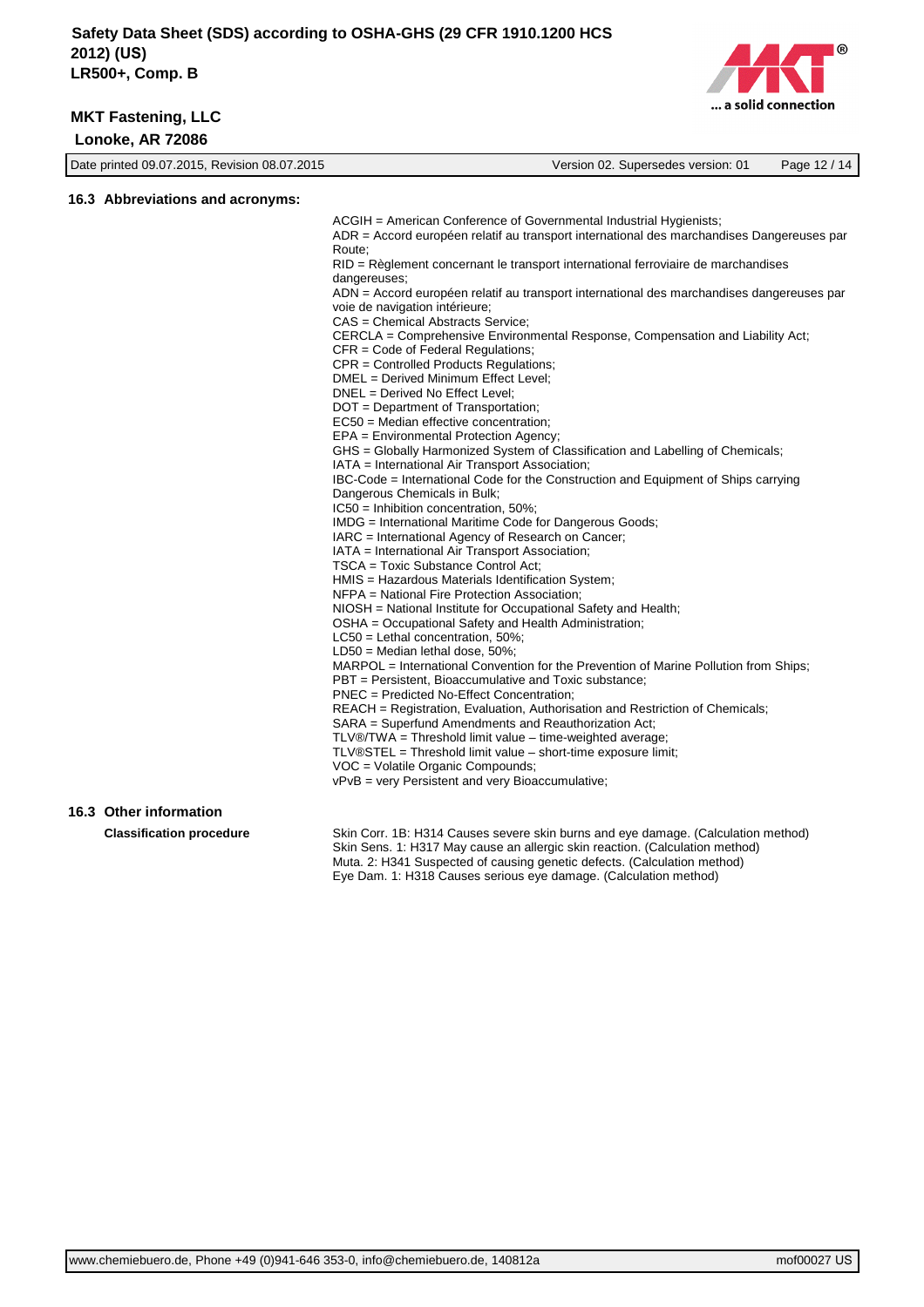## 16.3 Abbreviations and acronyms:

ACGIH = American Conference of Governmental Industrial Hygienists;
ADR = Accord européen relatif au transport international des marchandises Dangereuses par Route;
RID = Règlement concernant le transport international ferroviaire de marchandises dangereuses;
ADN = Accord européen relatif au transport international des marchandises dangereuses par voie de navigation intérieure;
CAS = Chemical Abstracts Service;
CERCLA = Comprehensive Environmental Response, Compensation and Liability Act;
CFR = Code of Federal Regulations;
CPR = Controlled Products Regulations;
DMEL = Derived Minimum Effect Level;
DNEL = Derived No Effect Level;
DOT = Department of Transportation;
EC50 = Median effective concentration;
EPA = Environmental Protection Agency;
GHS = Globally Harmonized System of Classification and Labelling of Chemicals;
IATA = International Air Transport Association;
IBC-Code = International Code for the Construction and Equipment of Ships carrying Dangerous Chemicals in Bulk;
IC50 = Inhibition concentration, 50%;
IMDG = International Maritime Code for Dangerous Goods;
IARC = International Agency of Research on Cancer;
IATA = International Air Transport Association;
TSCA = Toxic Substance Control Act;
HMIS = Hazardous Materials Identification System;
NFPA = National Fire Protection Association;
NIOSH = National Institute for Occupational Safety and Health;
OSHA = Occupational Safety and Health Administration;
LC50 = Lethal concentration, 50%;
LD50 = Median lethal dose, 50%;
MARPOL = International Convention for the Prevention of Marine Pollution from Ships;
PBT = Persistent, Bioaccumulative and Toxic substance;
PNEC = Predicted No-Effect Concentration;
REACH = Registration, Evaluation, Authorisation and Restriction of Chemicals;
SARA = Superfund Amendments and Reauthorization Act;
TLV®/TWA = Threshold limit value – time-weighted average;
TLV®STEL = Threshold limit value – short-time exposure limit;
VOC = Volatile Organic Compounds;
vPvB = very Persistent and very Bioaccumulative;

## 16.3 Other information

**Classification procedure**

Skin Corr. 1B: H314 Causes severe skin burns and eye damage. (Calculation method)
Skin Sens. 1: H317 May cause an allergic skin reaction. (Calculation method)
Muta. 2: H341 Suspected of causing genetic defects. (Calculation method)
Eye Dam. 1: H318 Causes serious eye damage. (Calculation method)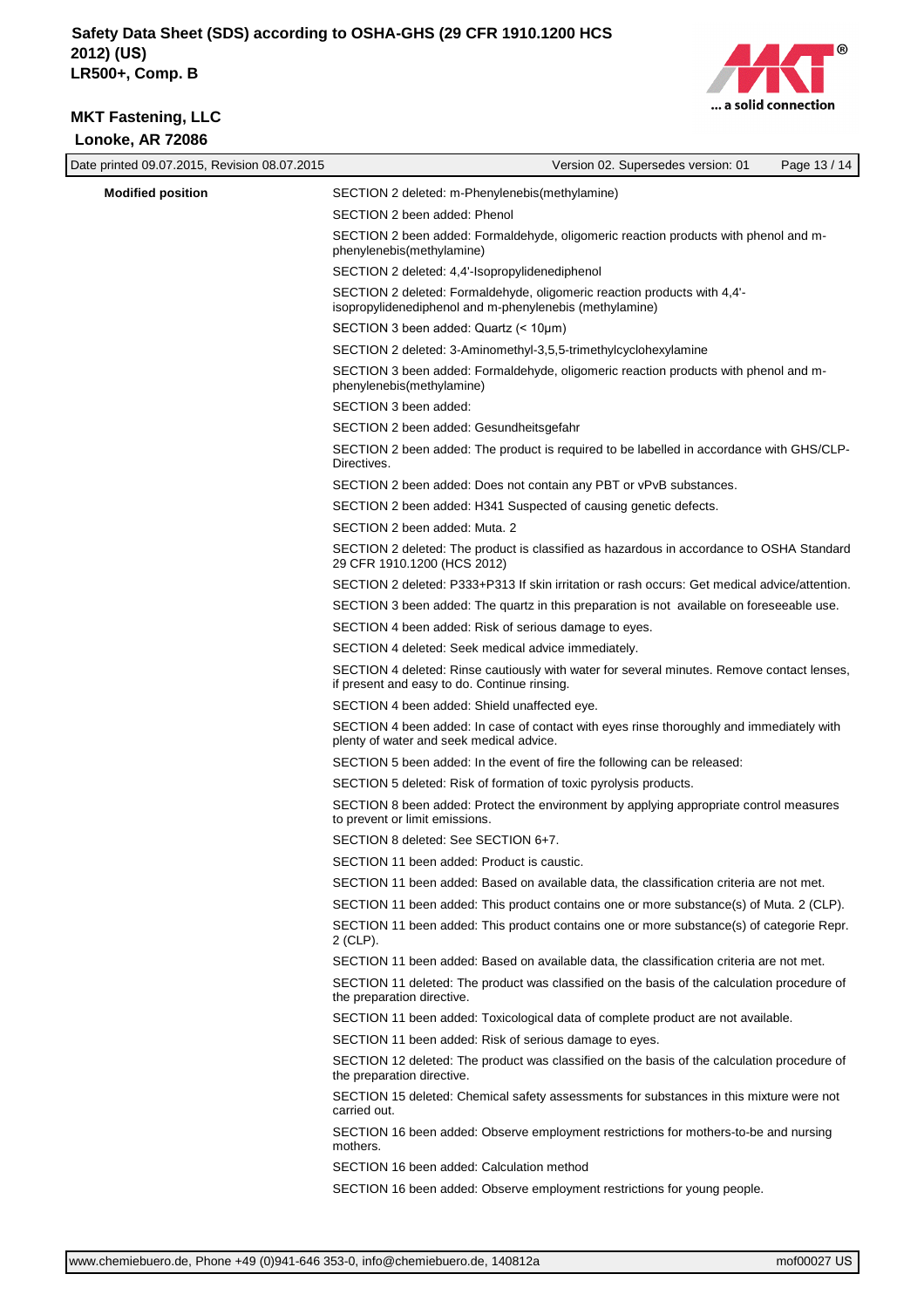**Modified position**

SECTION 2 deleted: m-Phenylenebis(methylamine)

SECTION 2 been added: Phenol

SECTION 2 been added: Formaldehyde, oligomeric reaction products with phenol and m-phenylenebis(methylamine)

SECTION 2 deleted: 4,4'-Isopropylidenediphenol

SECTION 2 deleted: Formaldehyde, oligomeric reaction products with 4,4'-isopropylidenediphenol and m-phenylenebis (methylamine)

SECTION 3 been added: Quartz (< 10µm)

SECTION 2 deleted: 3-Aminomethyl-3,5,5-trimethylcyclohexylamine

SECTION 3 been added: Formaldehyde, oligomeric reaction products with phenol and m-phenylenebis(methylamine)

SECTION 3 been added:

SECTION 2 been added: Gesundheitsgefahr

SECTION 2 been added: The product is required to be labelled in accordance with GHS/CLP-Directives.

SECTION 2 been added: Does not contain any PBT or vPvB substances.

SECTION 2 been added: H341 Suspected of causing genetic defects.

SECTION 2 been added: Muta. 2

SECTION 2 deleted: The product is classified as hazardous in accordance to OSHA Standard 29 CFR 1910.1200 (HCS 2012)

SECTION 2 deleted: P333+P313 If skin irritation or rash occurs: Get medical advice/attention.

SECTION 3 been added: The quartz in this preparation is not available on foreseeable use.

SECTION 4 been added: Risk of serious damage to eyes.

SECTION 4 deleted: Seek medical advice immediately.

SECTION 4 deleted: Rinse cautiously with water for several minutes. Remove contact lenses, if present and easy to do. Continue rinsing.

SECTION 4 been added: Shield unaffected eye.

SECTION 4 been added: In case of contact with eyes rinse thoroughly and immediately with plenty of water and seek medical advice.

SECTION 5 been added: In the event of fire the following can be released:

SECTION 5 deleted: Risk of formation of toxic pyrolysis products.

SECTION 8 been added: Protect the environment by applying appropriate control measures to prevent or limit emissions.

SECTION 8 deleted: See SECTION 6+7.

SECTION 11 been added: Product is caustic.

SECTION 11 been added: Based on available data, the classification criteria are not met.

SECTION 11 been added: This product contains one or more substance(s) of Muta. 2 (CLP).

SECTION 11 been added: This product contains one or more substance(s) of categorie Repr. 2 (CLP).

SECTION 11 been added: Based on available data, the classification criteria are not met.

SECTION 11 deleted: The product was classified on the basis of the calculation procedure of the preparation directive.

SECTION 11 been added: Toxicological data of complete product are not available.

SECTION 11 been added: Risk of serious damage to eyes.

SECTION 12 deleted: The product was classified on the basis of the calculation procedure of the preparation directive.

SECTION 15 deleted: Chemical safety assessments for substances in this mixture were not carried out.

SECTION 16 been added: Observe employment restrictions for mothers-to-be and nursing mothers.

SECTION 16 been added: Calculation method

SECTION 16 been added: Observe employment restrictions for young people.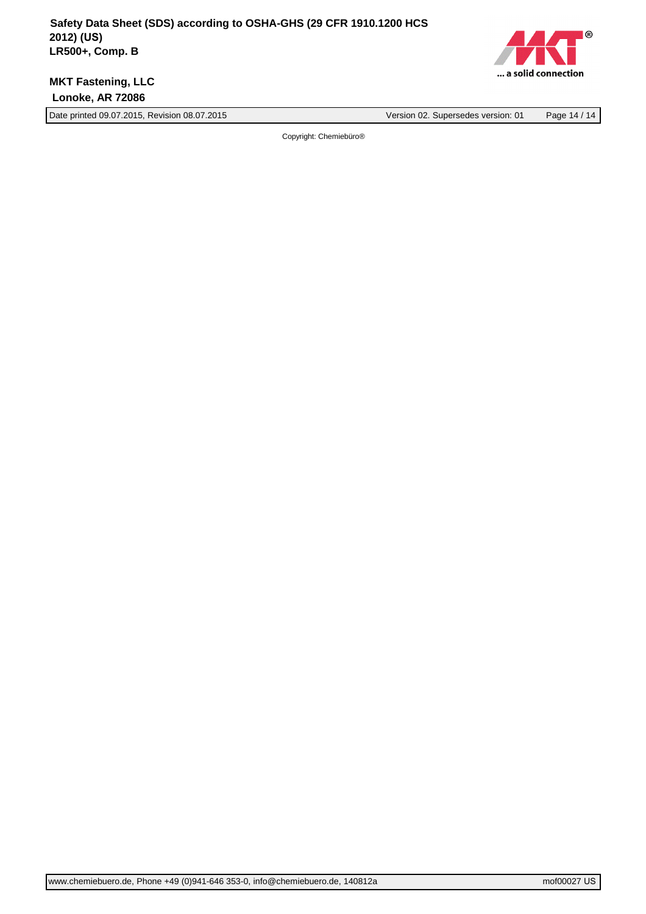Copyright: Chemiebüro®